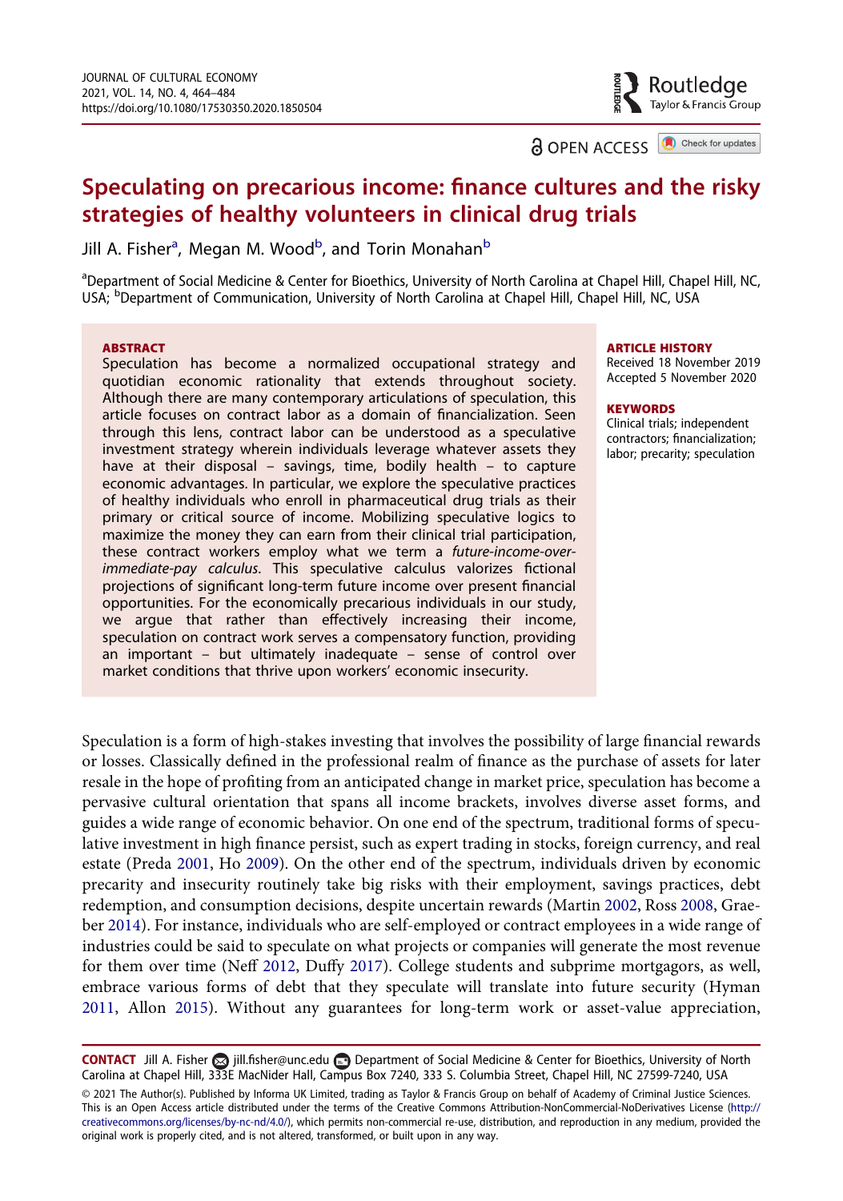# Speculating on precarious income: finance cultures and the risky strategies of healthy volunteers in clinical drug trials

Jill A. Fisher[a], Megan M. Wood[b], and Torin Monahan[b]

[a]Department of Social Medicine & Center for Bioethics, University of North Carolina at Chapel Hill, Chapel Hill, NC, USA; [b]Department of Communication, University of North Carolina at Chapel Hill, Chapel Hill, NC, USA

**ABSTRACT**

Speculation has become a normalized occupational strategy and quotidian economic rationality that extends throughout society. Although there are many contemporary articulations of speculation, this article focuses on contract labor as a domain of financialization. Seen through this lens, contract labor can be understood as a speculative investment strategy wherein individuals leverage whatever assets they have at their disposal – savings, time, bodily health – to capture economic advantages. In particular, we explore the speculative practices of healthy individuals who enroll in pharmaceutical drug trials as their primary or critical source of income. Mobilizing speculative logics to maximize the money they can earn from their clinical trial participation, these contract workers employ what we term a *future-income-over-immediate-pay calculus*. This speculative calculus valorizes fictional projections of significant long-term future income over present financial opportunities. For the economically precarious individuals in our study, we argue that rather than effectively increasing their income, speculation on contract work serves a compensatory function, providing an important – but ultimately inadequate – sense of control over market conditions that thrive upon workers' economic insecurity.

**ARTICLE HISTORY**

Received 18 November 2019
Accepted 5 November 2020

**KEYWORDS**

Clinical trials; independent contractors; financialization; labor; precarity; speculation

Speculation is a form of high-stakes investing that involves the possibility of large financial rewards or losses. Classically defined in the professional realm of finance as the purchase of assets for later resale in the hope of profiting from an anticipated change in market price, speculation has become a pervasive cultural orientation that spans all income brackets, involves diverse asset forms, and guides a wide range of economic behavior. On one end of the spectrum, traditional forms of speculative investment in high finance persist, such as expert trading in stocks, foreign currency, and real estate (Preda 2001, Ho 2009). On the other end of the spectrum, individuals driven by economic precarity and insecurity routinely take big risks with their employment, savings practices, debt redemption, and consumption decisions, despite uncertain rewards (Martin 2002, Ross 2008, Graeber 2014). For instance, individuals who are self-employed or contract employees in a wide range of industries could be said to speculate on what projects or companies will generate the most revenue for them over time (Neff 2012, Duffy 2017). College students and subprime mortgagors, as well, embrace various forms of debt that they speculate will translate into future security (Hyman 2011, Allon 2015). Without any guarantees for long-term work or asset-value appreciation,

**CONTACT** Jill A. Fisher jill.fisher@unc.edu Department of Social Medicine & Center for Bioethics, University of North Carolina at Chapel Hill, 333E MacNider Hall, Campus Box 7240, 333 S. Columbia Street, Chapel Hill, NC 27599-7240, USA

© 2021 The Author(s). Published by Informa UK Limited, trading as Taylor & Francis Group on behalf of Academy of Criminal Justice Sciences. This is an Open Access article distributed under the terms of the Creative Commons Attribution-NonCommercial-NoDerivatives License (http://creativecommons.org/licenses/by-nc-nd/4.0/), which permits non-commercial re-use, distribution, and reproduction in any medium, provided the original work is properly cited, and is not altered, transformed, or built upon in any way.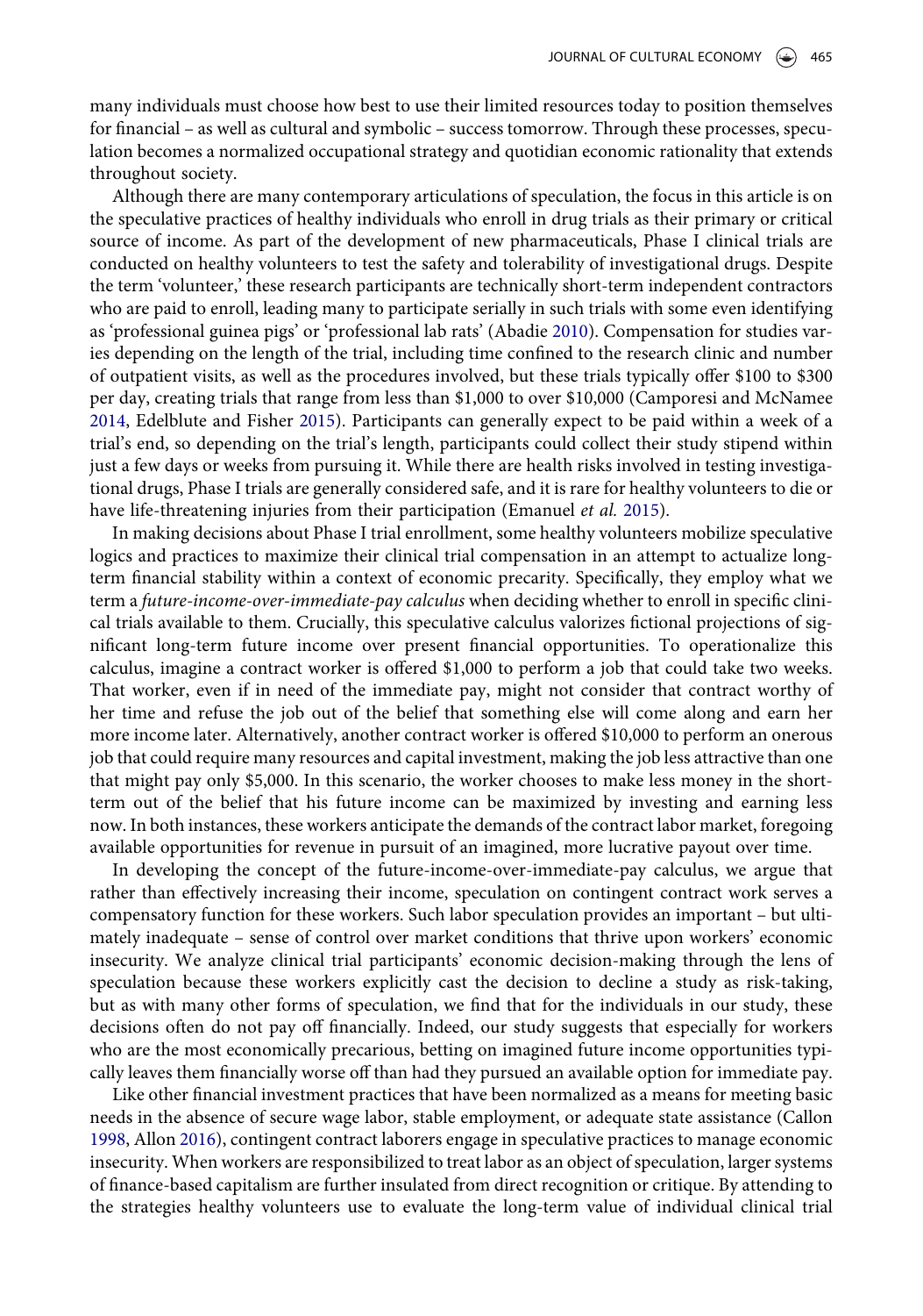many individuals must choose how best to use their limited resources today to position themselves for financial – as well as cultural and symbolic – success tomorrow. Through these processes, speculation becomes a normalized occupational strategy and quotidian economic rationality that extends throughout society.

Although there are many contemporary articulations of speculation, the focus in this article is on the speculative practices of healthy individuals who enroll in drug trials as their primary or critical source of income. As part of the development of new pharmaceuticals, Phase I clinical trials are conducted on healthy volunteers to test the safety and tolerability of investigational drugs. Despite the term 'volunteer,' these research participants are technically short-term independent contractors who are paid to enroll, leading many to participate serially in such trials with some even identifying as 'professional guinea pigs' or 'professional lab rats' (Abadie 2010). Compensation for studies varies depending on the length of the trial, including time confined to the research clinic and number of outpatient visits, as well as the procedures involved, but these trials typically offer \$100 to \$300 per day, creating trials that range from less than \$1,000 to over \$10,000 (Camporesi and McNamee 2014, Edelblute and Fisher 2015). Participants can generally expect to be paid within a week of a trial's end, so depending on the trial's length, participants could collect their study stipend within just a few days or weeks from pursuing it. While there are health risks involved in testing investigational drugs, Phase I trials are generally considered safe, and it is rare for healthy volunteers to die or have life-threatening injuries from their participation (Emanuel *et al.* 2015).

In making decisions about Phase I trial enrollment, some healthy volunteers mobilize speculative logics and practices to maximize their clinical trial compensation in an attempt to actualize long-term financial stability within a context of economic precarity. Specifically, they employ what we term a *future-income-over-immediate-pay calculus* when deciding whether to enroll in specific clinical trials available to them. Crucially, this speculative calculus valorizes fictional projections of significant long-term future income over present financial opportunities. To operationalize this calculus, imagine a contract worker is offered \$1,000 to perform a job that could take two weeks. That worker, even if in need of the immediate pay, might not consider that contract worthy of her time and refuse the job out of the belief that something else will come along and earn her more income later. Alternatively, another contract worker is offered \$10,000 to perform an onerous job that could require many resources and capital investment, making the job less attractive than one that might pay only \$5,000. In this scenario, the worker chooses to make less money in the short-term out of the belief that his future income can be maximized by investing and earning less now. In both instances, these workers anticipate the demands of the contract labor market, foregoing available opportunities for revenue in pursuit of an imagined, more lucrative payout over time.

In developing the concept of the future-income-over-immediate-pay calculus, we argue that rather than effectively increasing their income, speculation on contingent contract work serves a compensatory function for these workers. Such labor speculation provides an important – but ultimately inadequate – sense of control over market conditions that thrive upon workers' economic insecurity. We analyze clinical trial participants' economic decision-making through the lens of speculation because these workers explicitly cast the decision to decline a study as risk-taking, but as with many other forms of speculation, we find that for the individuals in our study, these decisions often do not pay off financially. Indeed, our study suggests that especially for workers who are the most economically precarious, betting on imagined future income opportunities typically leaves them financially worse off than had they pursued an available option for immediate pay.

Like other financial investment practices that have been normalized as a means for meeting basic needs in the absence of secure wage labor, stable employment, or adequate state assistance (Callon 1998, Allon 2016), contingent contract laborers engage in speculative practices to manage economic insecurity. When workers are responsibilized to treat labor as an object of speculation, larger systems of finance-based capitalism are further insulated from direct recognition or critique. By attending to the strategies healthy volunteers use to evaluate the long-term value of individual clinical trial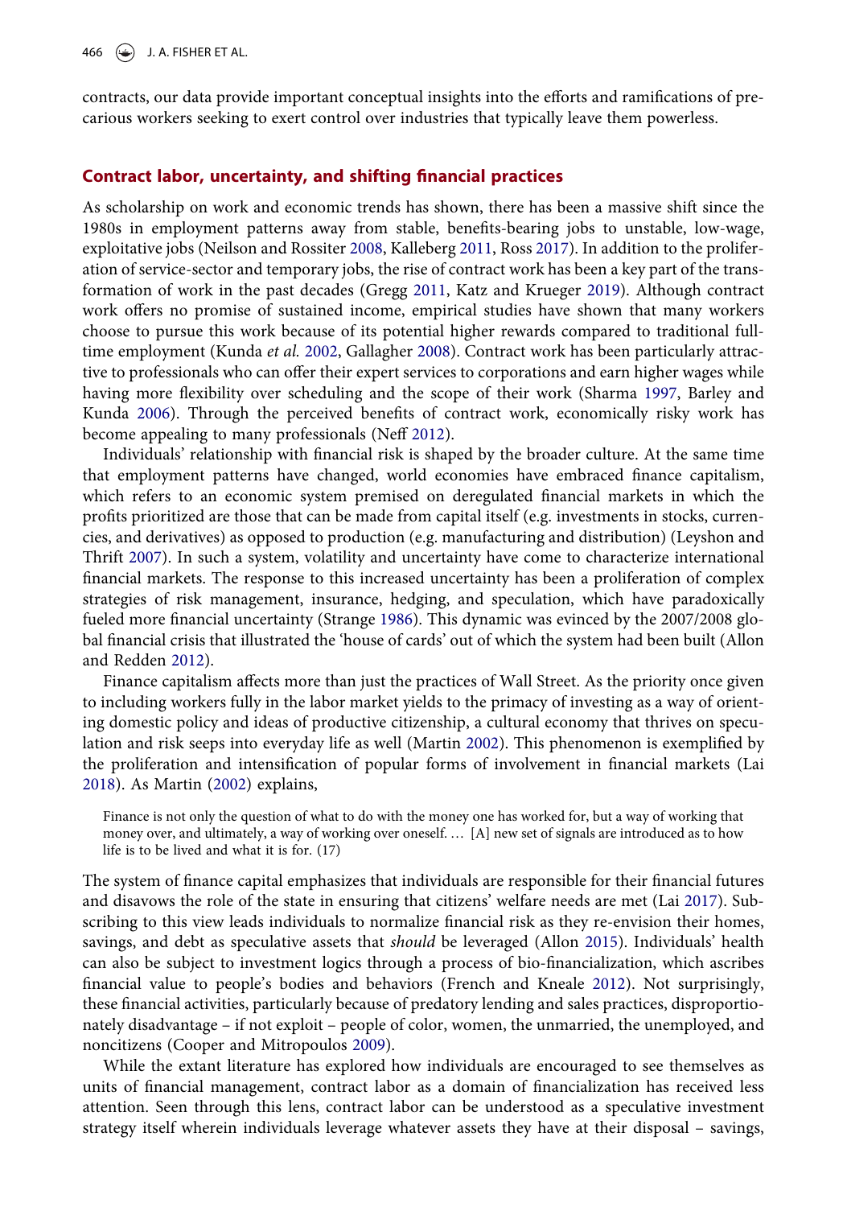contracts, our data provide important conceptual insights into the efforts and ramifications of precarious workers seeking to exert control over industries that typically leave them powerless.

## Contract labor, uncertainty, and shifting financial practices

As scholarship on work and economic trends has shown, there has been a massive shift since the 1980s in employment patterns away from stable, benefits-bearing jobs to unstable, low-wage, exploitative jobs (Neilson and Rossiter 2008, Kalleberg 2011, Ross 2017). In addition to the proliferation of service-sector and temporary jobs, the rise of contract work has been a key part of the transformation of work in the past decades (Gregg 2011, Katz and Krueger 2019). Although contract work offers no promise of sustained income, empirical studies have shown that many workers choose to pursue this work because of its potential higher rewards compared to traditional full-time employment (Kunda *et al.* 2002, Gallagher 2008). Contract work has been particularly attractive to professionals who can offer their expert services to corporations and earn higher wages while having more flexibility over scheduling and the scope of their work (Sharma 1997, Barley and Kunda 2006). Through the perceived benefits of contract work, economically risky work has become appealing to many professionals (Neff 2012).

Individuals' relationship with financial risk is shaped by the broader culture. At the same time that employment patterns have changed, world economies have embraced finance capitalism, which refers to an economic system premised on deregulated financial markets in which the profits prioritized are those that can be made from capital itself (e.g. investments in stocks, currencies, and derivatives) as opposed to production (e.g. manufacturing and distribution) (Leyshon and Thrift 2007). In such a system, volatility and uncertainty have come to characterize international financial markets. The response to this increased uncertainty has been a proliferation of complex strategies of risk management, insurance, hedging, and speculation, which have paradoxically fueled more financial uncertainty (Strange 1986). This dynamic was evinced by the 2007/2008 global financial crisis that illustrated the 'house of cards' out of which the system had been built (Allon and Redden 2012).

Finance capitalism affects more than just the practices of Wall Street. As the priority once given to including workers fully in the labor market yields to the primacy of investing as a way of orienting domestic policy and ideas of productive citizenship, a cultural economy that thrives on speculation and risk seeps into everyday life as well (Martin 2002). This phenomenon is exemplified by the proliferation and intensification of popular forms of involvement in financial markets (Lai 2018). As Martin (2002) explains,

> Finance is not only the question of what to do with the money one has worked for, but a way of working that money over, and ultimately, a way of working over oneself. … [A] new set of signals are introduced as to how life is to be lived and what it is for. (17)

The system of finance capital emphasizes that individuals are responsible for their financial futures and disavows the role of the state in ensuring that citizens' welfare needs are met (Lai 2017). Subscribing to this view leads individuals to normalize financial risk as they re-envision their homes, savings, and debt as speculative assets that *should* be leveraged (Allon 2015). Individuals' health can also be subject to investment logics through a process of bio-financialization, which ascribes financial value to people's bodies and behaviors (French and Kneale 2012). Not surprisingly, these financial activities, particularly because of predatory lending and sales practices, disproportionately disadvantage – if not exploit – people of color, women, the unmarried, the unemployed, and noncitizens (Cooper and Mitropoulos 2009).

While the extant literature has explored how individuals are encouraged to see themselves as units of financial management, contract labor as a domain of financialization has received less attention. Seen through this lens, contract labor can be understood as a speculative investment strategy itself wherein individuals leverage whatever assets they have at their disposal – savings,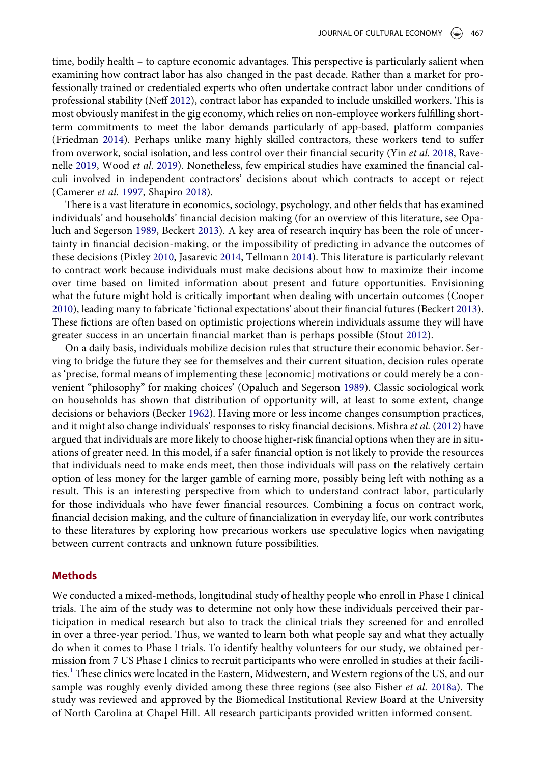time, bodily health – to capture economic advantages. This perspective is particularly salient when examining how contract labor has also changed in the past decade. Rather than a market for professionally trained or credentialed experts who often undertake contract labor under conditions of professional stability (Neff 2012), contract labor has expanded to include unskilled workers. This is most obviously manifest in the gig economy, which relies on non-employee workers fulfilling short-term commitments to meet the labor demands particularly of app-based, platform companies (Friedman 2014). Perhaps unlike many highly skilled contractors, these workers tend to suffer from overwork, social isolation, and less control over their financial security (Yin *et al.* 2018, Ravenelle 2019, Wood *et al.* 2019). Nonetheless, few empirical studies have examined the financial calculi involved in independent contractors' decisions about which contracts to accept or reject (Camerer *et al.* 1997, Shapiro 2018).

There is a vast literature in economics, sociology, psychology, and other fields that has examined individuals' and households' financial decision making (for an overview of this literature, see Opaluch and Segerson 1989, Beckert 2013). A key area of research inquiry has been the role of uncertainty in financial decision-making, or the impossibility of predicting in advance the outcomes of these decisions (Pixley 2010, Jasarevic 2014, Tellmann 2014). This literature is particularly relevant to contract work because individuals must make decisions about how to maximize their income over time based on limited information about present and future opportunities. Envisioning what the future might hold is critically important when dealing with uncertain outcomes (Cooper 2010), leading many to fabricate 'fictional expectations' about their financial futures (Beckert 2013). These fictions are often based on optimistic projections wherein individuals assume they will have greater success in an uncertain financial market than is perhaps possible (Stout 2012).

On a daily basis, individuals mobilize decision rules that structure their economic behavior. Serving to bridge the future they see for themselves and their current situation, decision rules operate as 'precise, formal means of implementing these [economic] motivations or could merely be a convenient "philosophy" for making choices' (Opaluch and Segerson 1989). Classic sociological work on households has shown that distribution of opportunity will, at least to some extent, change decisions or behaviors (Becker 1962). Having more or less income changes consumption practices, and it might also change individuals' responses to risky financial decisions. Mishra *et al.* (2012) have argued that individuals are more likely to choose higher-risk financial options when they are in situations of greater need. In this model, if a safer financial option is not likely to provide the resources that individuals need to make ends meet, then those individuals will pass on the relatively certain option of less money for the larger gamble of earning more, possibly being left with nothing as a result. This is an interesting perspective from which to understand contract labor, particularly for those individuals who have fewer financial resources. Combining a focus on contract work, financial decision making, and the culture of financialization in everyday life, our work contributes to these literatures by exploring how precarious workers use speculative logics when navigating between current contracts and unknown future possibilities.

## Methods

We conducted a mixed-methods, longitudinal study of healthy people who enroll in Phase I clinical trials. The aim of the study was to determine not only how these individuals perceived their participation in medical research but also to track the clinical trials they screened for and enrolled in over a three-year period. Thus, we wanted to learn both what people say and what they actually do when it comes to Phase I trials. To identify healthy volunteers for our study, we obtained permission from 7 US Phase I clinics to recruit participants who were enrolled in studies at their facilities.[1] These clinics were located in the Eastern, Midwestern, and Western regions of the US, and our sample was roughly evenly divided among these three regions (see also Fisher *et al.* 2018a). The study was reviewed and approved by the Biomedical Institutional Review Board at the University of North Carolina at Chapel Hill. All research participants provided written informed consent.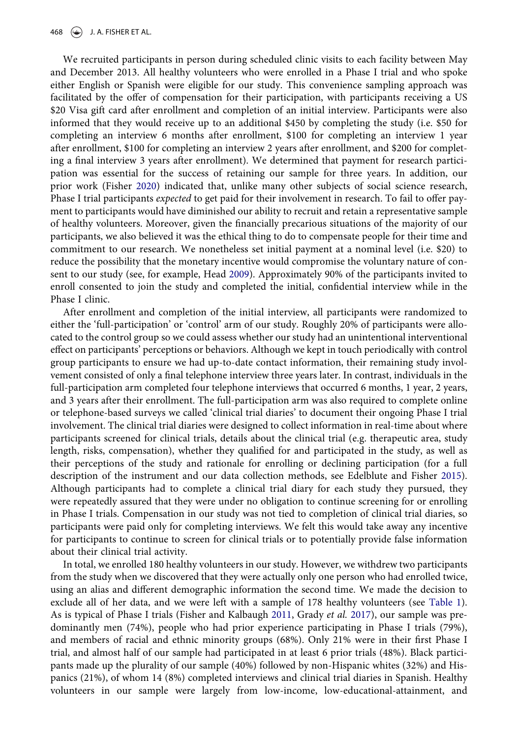We recruited participants in person during scheduled clinic visits to each facility between May and December 2013. All healthy volunteers who were enrolled in a Phase I trial and who spoke either English or Spanish were eligible for our study. This convenience sampling approach was facilitated by the offer of compensation for their participation, with participants receiving a US $20 Visa gift card after enrollment and completion of an initial interview. Participants were also informed that they would receive up to an additional $450 by completing the study (i.e. $50 for completing an interview 6 months after enrollment, $100 for completing an interview 1 year after enrollment, $100 for completing an interview 2 years after enrollment, and $200 for completing a final interview 3 years after enrollment). We determined that payment for research participation was essential for the success of retaining our sample for three years. In addition, our prior work (Fisher 2020) indicated that, unlike many other subjects of social science research, Phase I trial participants *expected* to get paid for their involvement in research. To fail to offer payment to participants would have diminished our ability to recruit and retain a representative sample of healthy volunteers. Moreover, given the financially precarious situations of the majority of our participants, we also believed it was the ethical thing to do to compensate people for their time and commitment to our research. We nonetheless set initial payment at a nominal level (i.e. $20) to reduce the possibility that the monetary incentive would compromise the voluntary nature of consent to our study (see, for example, Head 2009). Approximately 90% of the participants invited to enroll consented to join the study and completed the initial, confidential interview while in the Phase I clinic.

After enrollment and completion of the initial interview, all participants were randomized to either the 'full-participation' or 'control' arm of our study. Roughly 20% of participants were allocated to the control group so we could assess whether our study had an unintentional interventional effect on participants' perceptions or behaviors. Although we kept in touch periodically with control group participants to ensure we had up-to-date contact information, their remaining study involvement consisted of only a final telephone interview three years later. In contrast, individuals in the full-participation arm completed four telephone interviews that occurred 6 months, 1 year, 2 years, and 3 years after their enrollment. The full-participation arm was also required to complete online or telephone-based surveys we called 'clinical trial diaries' to document their ongoing Phase I trial involvement. The clinical trial diaries were designed to collect information in real-time about where participants screened for clinical trials, details about the clinical trial (e.g. therapeutic area, study length, risks, compensation), whether they qualified for and participated in the study, as well as their perceptions of the study and rationale for enrolling or declining participation (for a full description of the instrument and our data collection methods, see Edelblute and Fisher 2015). Although participants had to complete a clinical trial diary for each study they pursued, they were repeatedly assured that they were under no obligation to continue screening for or enrolling in Phase I trials. Compensation in our study was not tied to completion of clinical trial diaries, so participants were paid only for completing interviews. We felt this would take away any incentive for participants to continue to screen for clinical trials or to potentially provide false information about their clinical trial activity.

In total, we enrolled 180 healthy volunteers in our study. However, we withdrew two participants from the study when we discovered that they were actually only one person who had enrolled twice, using an alias and different demographic information the second time. We made the decision to exclude all of her data, and we were left with a sample of 178 healthy volunteers (see Table 1). As is typical of Phase I trials (Fisher and Kalbaugh 2011, Grady *et al.* 2017), our sample was predominantly men (74%), people who had prior experience participating in Phase I trials (79%), and members of racial and ethnic minority groups (68%). Only 21% were in their first Phase I trial, and almost half of our sample had participated in at least 6 prior trials (48%). Black participants made up the plurality of our sample (40%) followed by non-Hispanic whites (32%) and Hispanics (21%), of whom 14 (8%) completed interviews and clinical trial diaries in Spanish. Healthy volunteers in our sample were largely from low-income, low-educational-attainment, and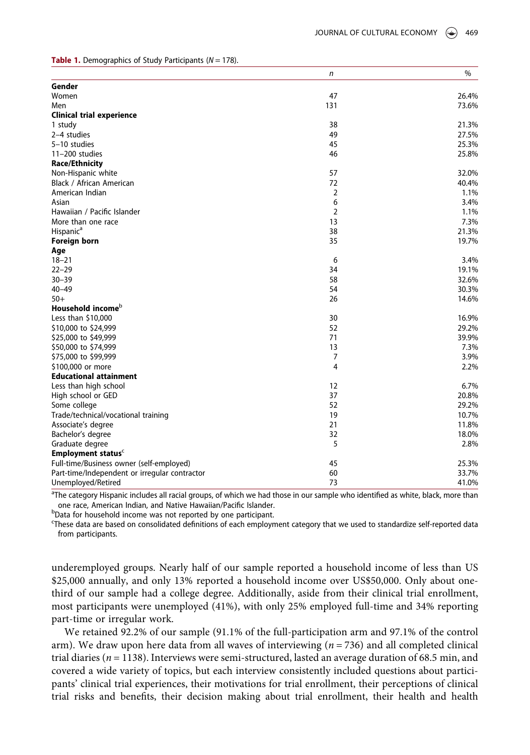**Table 1.** Demographics of Study Participants ($N = 178$).

| | *n* | % |
|---|---|---|
| **Gender** | | |
| Women | 47 | 26.4% |
| Men | 131 | 73.6% |
| **Clinical trial experience** | | |
| 1 study | 38 | 21.3% |
| 2–4 studies | 49 | 27.5% |
| 5–10 studies | 45 | 25.3% |
| 11–200 studies | 46 | 25.8% |
| **Race/Ethnicity** | | |
| Non-Hispanic white | 57 | 32.0% |
| Black / African American | 72 | 40.4% |
| American Indian | 2 | 1.1% |
| Asian | 6 | 3.4% |
| Hawaiian / Pacific Islander | 2 | 1.1% |
| More than one race | 13 | 7.3% |
| Hispanic[a] | 38 | 21.3% |
| **Foreign born** | 35 | 19.7% |
| **Age** | | |
| 18–21 | 6 | 3.4% |
| 22–29 | 34 | 19.1% |
| 30–39 | 58 | 32.6% |
| 40–49 | 54 | 30.3% |
| 50+ | 26 | 14.6% |
| **Household income**[b] | | |
| Less than $10,000 | 30 | 16.9% |
| $10,000 to $24,999 | 52 | 29.2% |
| $25,000 to $49,999 | 71 | 39.9% |
| $50,000 to $74,999 | 13 | 7.3% |
| $75,000 to $99,999 | 7 | 3.9% |
| $100,000 or more | 4 | 2.2% |
| **Educational attainment** | | |
| Less than high school | 12 | 6.7% |
| High school or GED | 37 | 20.8% |
| Some college | 52 | 29.2% |
| Trade/technical/vocational training | 19 | 10.7% |
| Associate's degree | 21 | 11.8% |
| Bachelor's degree | 32 | 18.0% |
| Graduate degree | 5 | 2.8% |
| **Employment status**[c] | | |
| Full-time/Business owner (self-employed) | 45 | 25.3% |
| Part-time/Independent or irregular contractor | 60 | 33.7% |
| Unemployed/Retired | 73 | 41.0% |

[a]The category Hispanic includes all racial groups, of which we had those in our sample who identified as white, black, more than one race, American Indian, and Native Hawaiian/Pacific Islander.
[b]Data for household income was not reported by one participant.
[c]These data are based on consolidated definitions of each employment category that we used to standardize self-reported data from participants.

underemployed groups. Nearly half of our sample reported a household income of less than US $25,000 annually, and only 13% reported a household income over US$50,000. Only about one-third of our sample had a college degree. Additionally, aside from their clinical trial enrollment, most participants were unemployed (41%), with only 25% employed full-time and 34% reporting part-time or irregular work.

We retained 92.2% of our sample (91.1% of the full-participation arm and 97.1% of the control arm). We draw upon here data from all waves of interviewing ($n = 736$) and all completed clinical trial diaries ($n = 1138$). Interviews were semi-structured, lasted an average duration of 68.5 min, and covered a wide variety of topics, but each interview consistently included questions about participants' clinical trial experiences, their motivations for trial enrollment, their perceptions of clinical trial risks and benefits, their decision making about trial enrollment, their health and health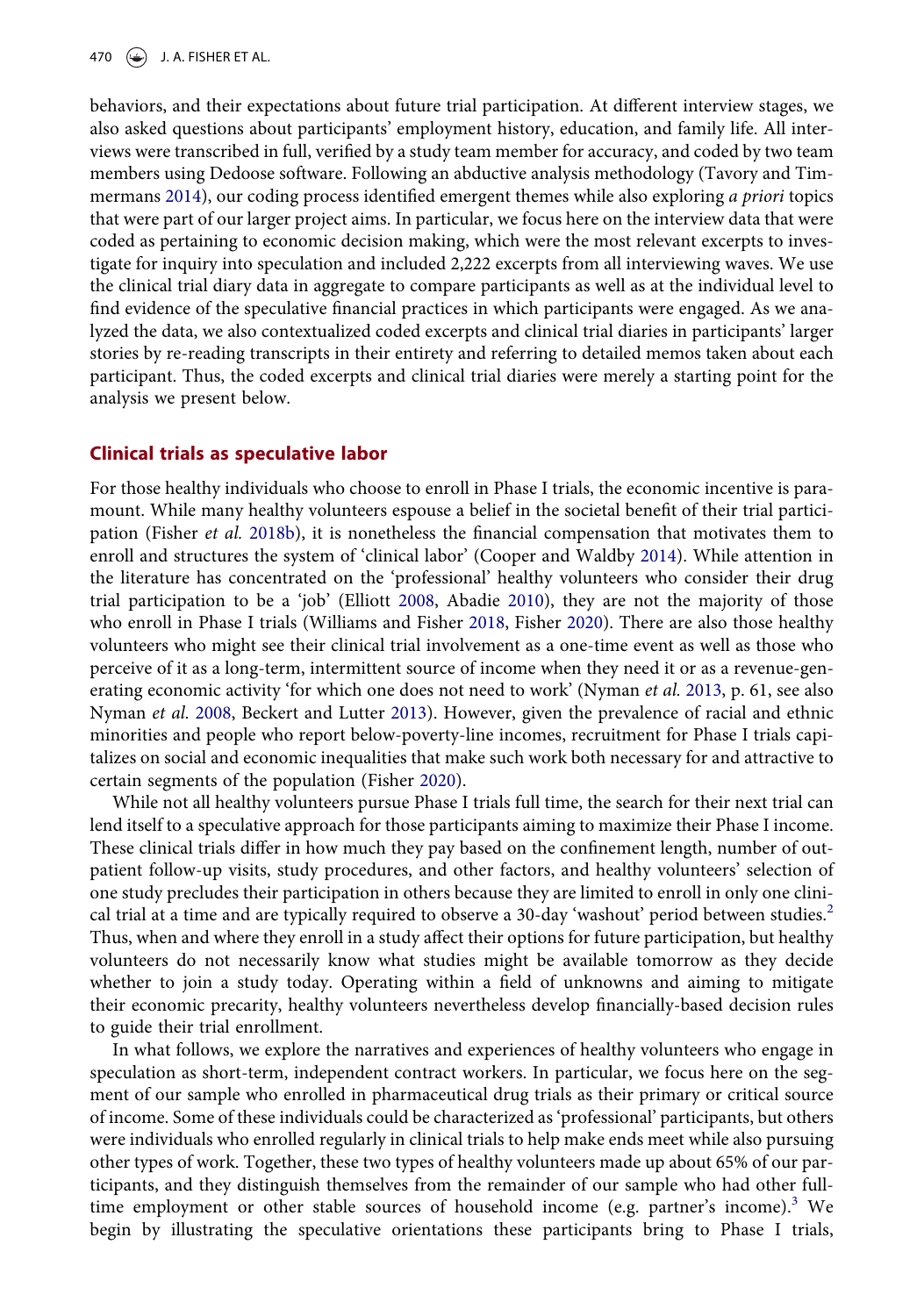behaviors, and their expectations about future trial participation. At different interview stages, we also asked questions about participants' employment history, education, and family life. All interviews were transcribed in full, verified by a study team member for accuracy, and coded by two team members using Dedoose software. Following an abductive analysis methodology (Tavory and Timmermans 2014), our coding process identified emergent themes while also exploring *a priori* topics that were part of our larger project aims. In particular, we focus here on the interview data that were coded as pertaining to economic decision making, which were the most relevant excerpts to investigate for inquiry into speculation and included 2,222 excerpts from all interviewing waves. We use the clinical trial diary data in aggregate to compare participants as well as at the individual level to find evidence of the speculative financial practices in which participants were engaged. As we analyzed the data, we also contextualized coded excerpts and clinical trial diaries in participants' larger stories by re-reading transcripts in their entirety and referring to detailed memos taken about each participant. Thus, the coded excerpts and clinical trial diaries were merely a starting point for the analysis we present below.

## Clinical trials as speculative labor

For those healthy individuals who choose to enroll in Phase I trials, the economic incentive is paramount. While many healthy volunteers espouse a belief in the societal benefit of their trial participation (Fisher *et al.* 2018b), it is nonetheless the financial compensation that motivates them to enroll and structures the system of 'clinical labor' (Cooper and Waldby 2014). While attention in the literature has concentrated on the 'professional' healthy volunteers who consider their drug trial participation to be a 'job' (Elliott 2008, Abadie 2010), they are not the majority of those who enroll in Phase I trials (Williams and Fisher 2018, Fisher 2020). There are also those healthy volunteers who might see their clinical trial involvement as a one-time event as well as those who perceive of it as a long-term, intermittent source of income when they need it or as a revenue-generating economic activity 'for which one does not need to work' (Nyman *et al.* 2013, p. 61, see also Nyman *et al.* 2008, Beckert and Lutter 2013). However, given the prevalence of racial and ethnic minorities and people who report below-poverty-line incomes, recruitment for Phase I trials capitalizes on social and economic inequalities that make such work both necessary for and attractive to certain segments of the population (Fisher 2020).

While not all healthy volunteers pursue Phase I trials full time, the search for their next trial can lend itself to a speculative approach for those participants aiming to maximize their Phase I income. These clinical trials differ in how much they pay based on the confinement length, number of outpatient follow-up visits, study procedures, and other factors, and healthy volunteers' selection of one study precludes their participation in others because they are limited to enroll in only one clinical trial at a time and are typically required to observe a 30-day 'washout' period between studies.[2] Thus, when and where they enroll in a study affect their options for future participation, but healthy volunteers do not necessarily know what studies might be available tomorrow as they decide whether to join a study today. Operating within a field of unknowns and aiming to mitigate their economic precarity, healthy volunteers nevertheless develop financially-based decision rules to guide their trial enrollment.

In what follows, we explore the narratives and experiences of healthy volunteers who engage in speculation as short-term, independent contract workers. In particular, we focus here on the segment of our sample who enrolled in pharmaceutical drug trials as their primary or critical source of income. Some of these individuals could be characterized as 'professional' participants, but others were individuals who enrolled regularly in clinical trials to help make ends meet while also pursuing other types of work. Together, these two types of healthy volunteers made up about 65% of our participants, and they distinguish themselves from the remainder of our sample who had other full-time employment or other stable sources of household income (e.g. partner's income).[3] We begin by illustrating the speculative orientations these participants bring to Phase I trials,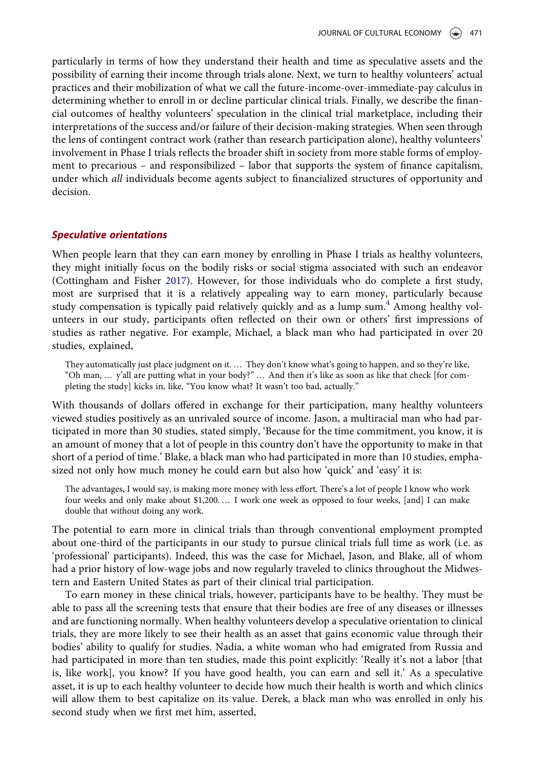particularly in terms of how they understand their health and time as speculative assets and the possibility of earning their income through trials alone. Next, we turn to healthy volunteers' actual practices and their mobilization of what we call the future-income-over-immediate-pay calculus in determining whether to enroll in or decline particular clinical trials. Finally, we describe the financial outcomes of healthy volunteers' speculation in the clinical trial marketplace, including their interpretations of the success and/or failure of their decision-making strategies. When seen through the lens of contingent contract work (rather than research participation alone), healthy volunteers' involvement in Phase I trials reflects the broader shift in society from more stable forms of employment to precarious – and responsibilized – labor that supports the system of finance capitalism, under which *all* individuals become agents subject to financialized structures of opportunity and decision.

### Speculative orientations

When people learn that they can earn money by enrolling in Phase I trials as healthy volunteers, they might initially focus on the bodily risks or social stigma associated with such an endeavor (Cottingham and Fisher 2017). However, for those individuals who do complete a first study, most are surprised that it is a relatively appealing way to earn money, particularly because study compensation is typically paid relatively quickly and as a lump sum.[4] Among healthy volunteers in our study, participants often reflected on their own or others' first impressions of studies as rather negative. For example, Michael, a black man who had participated in over 20 studies, explained,

> They automatically just place judgment on it. … They don't know what's going to happen, and so they're like, "Oh man, … y'all are putting what in your body?" … And then it's like as soon as like that check [for completing the study] kicks in, like, "You know what? It wasn't too bad, actually."

With thousands of dollars offered in exchange for their participation, many healthy volunteers viewed studies positively as an unrivaled source of income. Jason, a multiracial man who had participated in more than 30 studies, stated simply, 'Because for the time commitment, you know, it is an amount of money that a lot of people in this country don't have the opportunity to make in that short of a period of time.' Blake, a black man who had participated in more than 10 studies, emphasized not only how much money he could earn but also how 'quick' and 'easy' it is:

> The advantages, I would say, is making more money with less effort. There's a lot of people I know who work four weeks and only make about $1,200. … I work one week as opposed to four weeks, [and] I can make double that without doing any work.

The potential to earn more in clinical trials than through conventional employment prompted about one-third of the participants in our study to pursue clinical trials full time as work (i.e. as 'professional' participants). Indeed, this was the case for Michael, Jason, and Blake, all of whom had a prior history of low-wage jobs and now regularly traveled to clinics throughout the Midwestern and Eastern United States as part of their clinical trial participation.

To earn money in these clinical trials, however, participants have to be healthy. They must be able to pass all the screening tests that ensure that their bodies are free of any diseases or illnesses and are functioning normally. When healthy volunteers develop a speculative orientation to clinical trials, they are more likely to see their health as an asset that gains economic value through their bodies' ability to qualify for studies. Nadia, a white woman who had emigrated from Russia and had participated in more than ten studies, made this point explicitly: 'Really it's not a labor [that is, like work], you know? If you have good health, you can earn and sell it.' As a speculative asset, it is up to each healthy volunteer to decide how much their health is worth and which clinics will allow them to best capitalize on its value. Derek, a black man who was enrolled in only his second study when we first met him, asserted,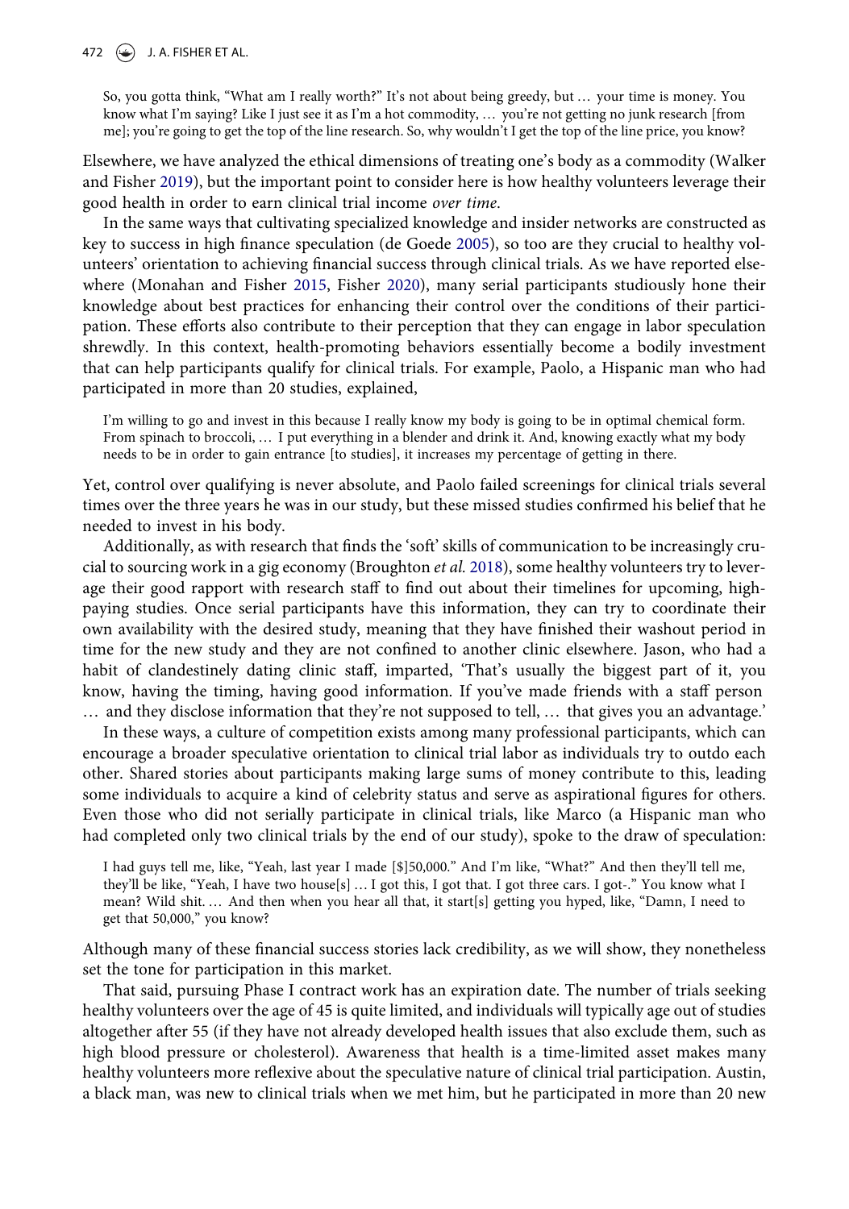> So, you gotta think, "What am I really worth?" It's not about being greedy, but … your time is money. You know what I'm saying? Like I just see it as I'm a hot commodity, … you're not getting no junk research [from me]; you're going to get the top of the line research. So, why wouldn't I get the top of the line price, you know?

Elsewhere, we have analyzed the ethical dimensions of treating one's body as a commodity (Walker and Fisher 2019), but the important point to consider here is how healthy volunteers leverage their good health in order to earn clinical trial income *over time*.

In the same ways that cultivating specialized knowledge and insider networks are constructed as key to success in high finance speculation (de Goede 2005), so too are they crucial to healthy volunteers' orientation to achieving financial success through clinical trials. As we have reported elsewhere (Monahan and Fisher 2015, Fisher 2020), many serial participants studiously hone their knowledge about best practices for enhancing their control over the conditions of their participation. These efforts also contribute to their perception that they can engage in labor speculation shrewdly. In this context, health-promoting behaviors essentially become a bodily investment that can help participants qualify for clinical trials. For example, Paolo, a Hispanic man who had participated in more than 20 studies, explained,

> I'm willing to go and invest in this because I really know my body is going to be in optimal chemical form. From spinach to broccoli, … I put everything in a blender and drink it. And, knowing exactly what my body needs to be in order to gain entrance [to studies], it increases my percentage of getting in there.

Yet, control over qualifying is never absolute, and Paolo failed screenings for clinical trials several times over the three years he was in our study, but these missed studies confirmed his belief that he needed to invest in his body.

Additionally, as with research that finds the 'soft' skills of communication to be increasingly crucial to sourcing work in a gig economy (Broughton *et al.* 2018), some healthy volunteers try to leverage their good rapport with research staff to find out about their timelines for upcoming, high-paying studies. Once serial participants have this information, they can try to coordinate their own availability with the desired study, meaning that they have finished their washout period in time for the new study and they are not confined to another clinic elsewhere. Jason, who had a habit of clandestinely dating clinic staff, imparted, 'That's usually the biggest part of it, you know, having the timing, having good information. If you've made friends with a staff person … and they disclose information that they're not supposed to tell, … that gives you an advantage.'

In these ways, a culture of competition exists among many professional participants, which can encourage a broader speculative orientation to clinical trial labor as individuals try to outdo each other. Shared stories about participants making large sums of money contribute to this, leading some individuals to acquire a kind of celebrity status and serve as aspirational figures for others. Even those who did not serially participate in clinical trials, like Marco (a Hispanic man who had completed only two clinical trials by the end of our study), spoke to the draw of speculation:

> I had guys tell me, like, "Yeah, last year I made [$]50,000." And I'm like, "What?" And then they'll tell me, they'll be like, "Yeah, I have two house[s] … I got this, I got that. I got three cars. I got-." You know what I mean? Wild shit. … And then when you hear all that, it start[s] getting you hyped, like, "Damn, I need to get that 50,000," you know?

Although many of these financial success stories lack credibility, as we will show, they nonetheless set the tone for participation in this market.

That said, pursuing Phase I contract work has an expiration date. The number of trials seeking healthy volunteers over the age of 45 is quite limited, and individuals will typically age out of studies altogether after 55 (if they have not already developed health issues that also exclude them, such as high blood pressure or cholesterol). Awareness that health is a time-limited asset makes many healthy volunteers more reflexive about the speculative nature of clinical trial participation. Austin, a black man, was new to clinical trials when we met him, but he participated in more than 20 new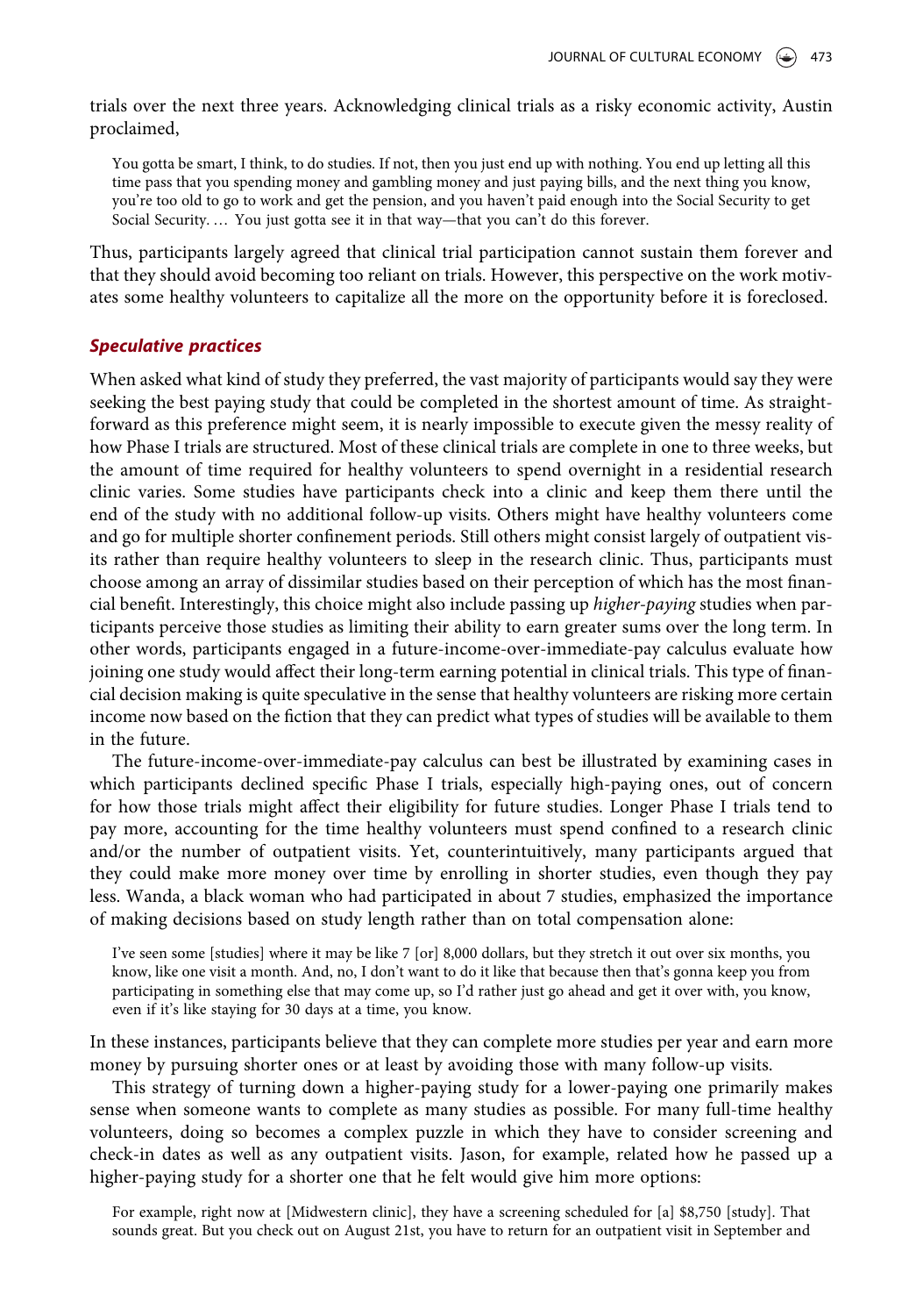trials over the next three years. Acknowledging clinical trials as a risky economic activity, Austin proclaimed,

> You gotta be smart, I think, to do studies. If not, then you just end up with nothing. You end up letting all this time pass that you spending money and gambling money and just paying bills, and the next thing you know, you're too old to go to work and get the pension, and you haven't paid enough into the Social Security to get Social Security. … You just gotta see it in that way—that you can't do this forever.

Thus, participants largely agreed that clinical trial participation cannot sustain them forever and that they should avoid becoming too reliant on trials. However, this perspective on the work motivates some healthy volunteers to capitalize all the more on the opportunity before it is foreclosed.

### *Speculative practices*

When asked what kind of study they preferred, the vast majority of participants would say they were seeking the best paying study that could be completed in the shortest amount of time. As straightforward as this preference might seem, it is nearly impossible to execute given the messy reality of how Phase I trials are structured. Most of these clinical trials are complete in one to three weeks, but the amount of time required for healthy volunteers to spend overnight in a residential research clinic varies. Some studies have participants check into a clinic and keep them there until the end of the study with no additional follow-up visits. Others might have healthy volunteers come and go for multiple shorter confinement periods. Still others might consist largely of outpatient visits rather than require healthy volunteers to sleep in the research clinic. Thus, participants must choose among an array of dissimilar studies based on their perception of which has the most financial benefit. Interestingly, this choice might also include passing up *higher-paying* studies when participants perceive those studies as limiting their ability to earn greater sums over the long term. In other words, participants engaged in a future-income-over-immediate-pay calculus evaluate how joining one study would affect their long-term earning potential in clinical trials. This type of financial decision making is quite speculative in the sense that healthy volunteers are risking more certain income now based on the fiction that they can predict what types of studies will be available to them in the future.

The future-income-over-immediate-pay calculus can best be illustrated by examining cases in which participants declined specific Phase I trials, especially high-paying ones, out of concern for how those trials might affect their eligibility for future studies. Longer Phase I trials tend to pay more, accounting for the time healthy volunteers must spend confined to a research clinic and/or the number of outpatient visits. Yet, counterintuitively, many participants argued that they could make more money over time by enrolling in shorter studies, even though they pay less. Wanda, a black woman who had participated in about 7 studies, emphasized the importance of making decisions based on study length rather than on total compensation alone:

> I've seen some [studies] where it may be like 7 [or] 8,000 dollars, but they stretch it out over six months, you know, like one visit a month. And, no, I don't want to do it like that because then that's gonna keep you from participating in something else that may come up, so I'd rather just go ahead and get it over with, you know, even if it's like staying for 30 days at a time, you know.

In these instances, participants believe that they can complete more studies per year and earn more money by pursuing shorter ones or at least by avoiding those with many follow-up visits.

This strategy of turning down a higher-paying study for a lower-paying one primarily makes sense when someone wants to complete as many studies as possible. For many full-time healthy volunteers, doing so becomes a complex puzzle in which they have to consider screening and check-in dates as well as any outpatient visits. Jason, for example, related how he passed up a higher-paying study for a shorter one that he felt would give him more options:

> For example, right now at [Midwestern clinic], they have a screening scheduled for [a] $8,750 [study]. That sounds great. But you check out on August 21st, you have to return for an outpatient visit in September and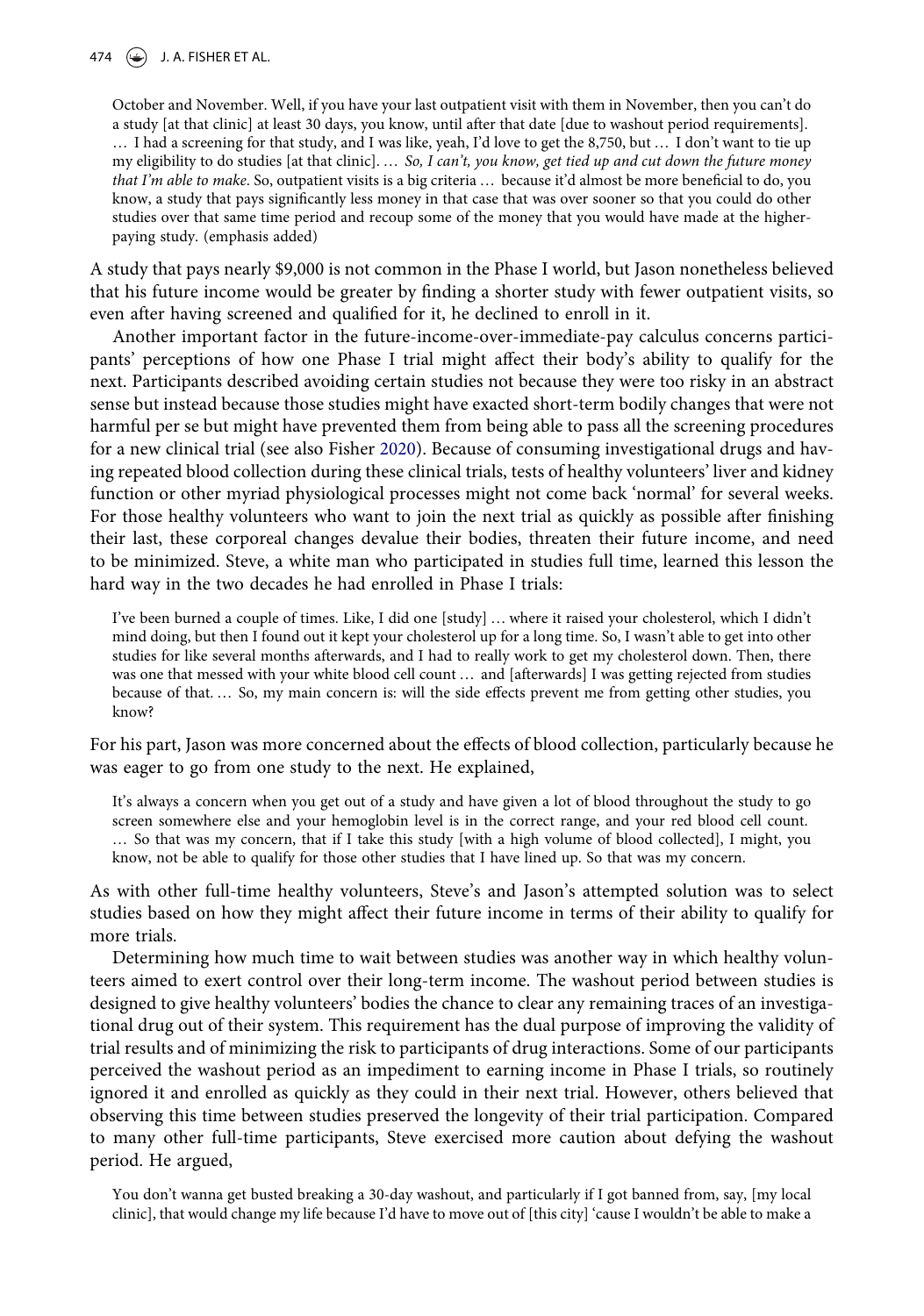> October and November. Well, if you have your last outpatient visit with them in November, then you can't do a study [at that clinic] at least 30 days, you know, until after that date [due to washout period requirements]. … I had a screening for that study, and I was like, yeah, I'd love to get the 8,750, but … I don't want to tie up my eligibility to do studies [at that clinic]. … *So, I can't, you know, get tied up and cut down the future money that I'm able to make*. So, outpatient visits is a big criteria … because it'd almost be more beneficial to do, you know, a study that pays significantly less money in that case that was over sooner so that you could do other studies over that same time period and recoup some of the money that you would have made at the higher-paying study. (emphasis added)

A study that pays nearly $9,000 is not common in the Phase I world, but Jason nonetheless believed that his future income would be greater by finding a shorter study with fewer outpatient visits, so even after having screened and qualified for it, he declined to enroll in it.

Another important factor in the future-income-over-immediate-pay calculus concerns participants' perceptions of how one Phase I trial might affect their body's ability to qualify for the next. Participants described avoiding certain studies not because they were too risky in an abstract sense but instead because those studies might have exacted short-term bodily changes that were not harmful per se but might have prevented them from being able to pass all the screening procedures for a new clinical trial (see also Fisher 2020). Because of consuming investigational drugs and having repeated blood collection during these clinical trials, tests of healthy volunteers' liver and kidney function or other myriad physiological processes might not come back 'normal' for several weeks. For those healthy volunteers who want to join the next trial as quickly as possible after finishing their last, these corporeal changes devalue their bodies, threaten their future income, and need to be minimized. Steve, a white man who participated in studies full time, learned this lesson the hard way in the two decades he had enrolled in Phase I trials:

> I've been burned a couple of times. Like, I did one [study] … where it raised your cholesterol, which I didn't mind doing, but then I found out it kept your cholesterol up for a long time. So, I wasn't able to get into other studies for like several months afterwards, and I had to really work to get my cholesterol down. Then, there was one that messed with your white blood cell count … and [afterwards] I was getting rejected from studies because of that. … So, my main concern is: will the side effects prevent me from getting other studies, you know?

For his part, Jason was more concerned about the effects of blood collection, particularly because he was eager to go from one study to the next. He explained,

> It's always a concern when you get out of a study and have given a lot of blood throughout the study to go screen somewhere else and your hemoglobin level is in the correct range, and your red blood cell count. … So that was my concern, that if I take this study [with a high volume of blood collected], I might, you know, not be able to qualify for those other studies that I have lined up. So that was my concern.

As with other full-time healthy volunteers, Steve's and Jason's attempted solution was to select studies based on how they might affect their future income in terms of their ability to qualify for more trials.

Determining how much time to wait between studies was another way in which healthy volunteers aimed to exert control over their long-term income. The washout period between studies is designed to give healthy volunteers' bodies the chance to clear any remaining traces of an investigational drug out of their system. This requirement has the dual purpose of improving the validity of trial results and of minimizing the risk to participants of drug interactions. Some of our participants perceived the washout period as an impediment to earning income in Phase I trials, so routinely ignored it and enrolled as quickly as they could in their next trial. However, others believed that observing this time between studies preserved the longevity of their trial participation. Compared to many other full-time participants, Steve exercised more caution about defying the washout period. He argued,

> You don't wanna get busted breaking a 30-day washout, and particularly if I got banned from, say, [my local clinic], that would change my life because I'd have to move out of [this city] 'cause I wouldn't be able to make a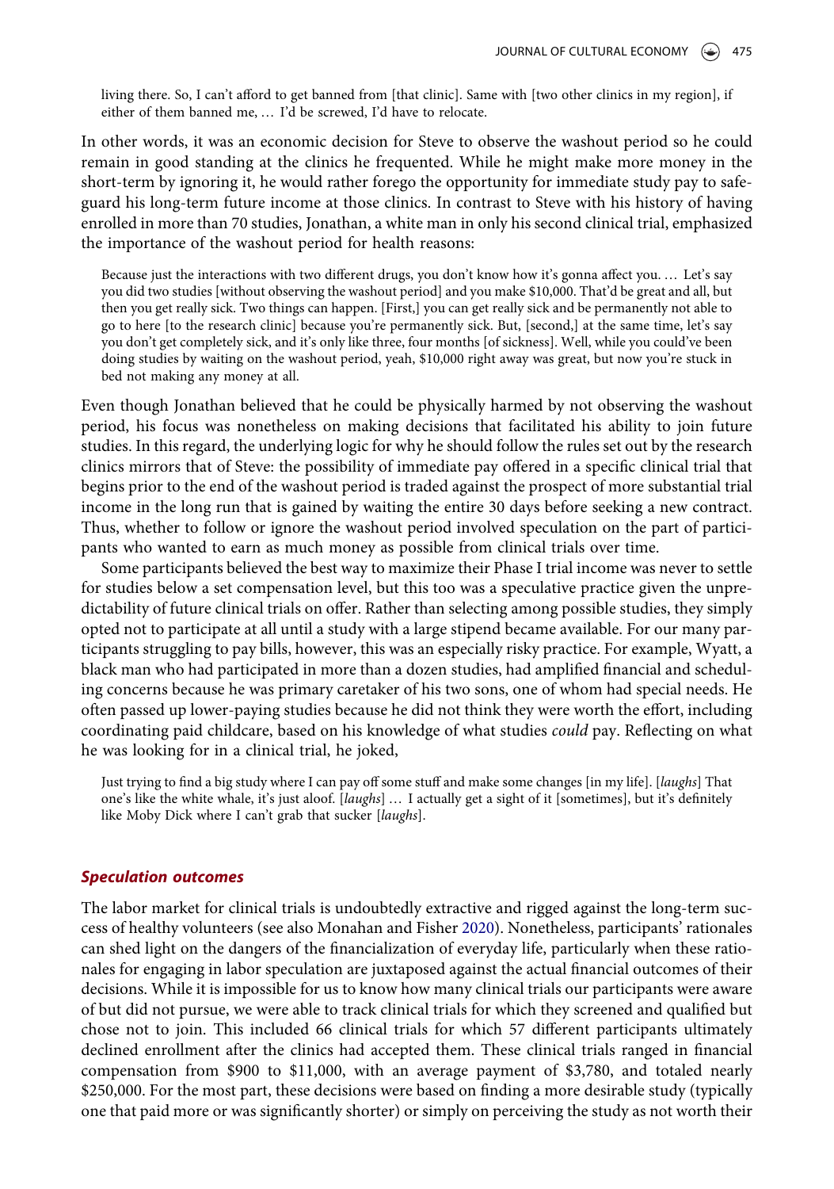> living there. So, I can't afford to get banned from [that clinic]. Same with [two other clinics in my region], if either of them banned me, … I'd be screwed, I'd have to relocate.

In other words, it was an economic decision for Steve to observe the washout period so he could remain in good standing at the clinics he frequented. While he might make more money in the short-term by ignoring it, he would rather forego the opportunity for immediate study pay to safeguard his long-term future income at those clinics. In contrast to Steve with his history of having enrolled in more than 70 studies, Jonathan, a white man in only his second clinical trial, emphasized the importance of the washout period for health reasons:

> Because just the interactions with two different drugs, you don't know how it's gonna affect you. … Let's say you did two studies [without observing the washout period] and you make $10,000. That'd be great and all, but then you get really sick. Two things can happen. [First,] you can get really sick and be permanently not able to go to here [to the research clinic] because you're permanently sick. But, [second,] at the same time, let's say you don't get completely sick, and it's only like three, four months [of sickness]. Well, while you could've been doing studies by waiting on the washout period, yeah, $10,000 right away was great, but now you're stuck in bed not making any money at all.

Even though Jonathan believed that he could be physically harmed by not observing the washout period, his focus was nonetheless on making decisions that facilitated his ability to join future studies. In this regard, the underlying logic for why he should follow the rules set out by the research clinics mirrors that of Steve: the possibility of immediate pay offered in a specific clinical trial that begins prior to the end of the washout period is traded against the prospect of more substantial trial income in the long run that is gained by waiting the entire 30 days before seeking a new contract. Thus, whether to follow or ignore the washout period involved speculation on the part of participants who wanted to earn as much money as possible from clinical trials over time.

Some participants believed the best way to maximize their Phase I trial income was never to settle for studies below a set compensation level, but this too was a speculative practice given the unpredictability of future clinical trials on offer. Rather than selecting among possible studies, they simply opted not to participate at all until a study with a large stipend became available. For our many participants struggling to pay bills, however, this was an especially risky practice. For example, Wyatt, a black man who had participated in more than a dozen studies, had amplified financial and scheduling concerns because he was primary caretaker of his two sons, one of whom had special needs. He often passed up lower-paying studies because he did not think they were worth the effort, including coordinating paid childcare, based on his knowledge of what studies *could* pay. Reflecting on what he was looking for in a clinical trial, he joked,

> Just trying to find a big study where I can pay off some stuff and make some changes [in my life]. [*laughs*] That one's like the white whale, it's just aloof. [*laughs*] … I actually get a sight of it [sometimes], but it's definitely like Moby Dick where I can't grab that sucker [*laughs*].

### *Speculation outcomes*

The labor market for clinical trials is undoubtedly extractive and rigged against the long-term success of healthy volunteers (see also Monahan and Fisher 2020). Nonetheless, participants' rationales can shed light on the dangers of the financialization of everyday life, particularly when these rationales for engaging in labor speculation are juxtaposed against the actual financial outcomes of their decisions. While it is impossible for us to know how many clinical trials our participants were aware of but did not pursue, we were able to track clinical trials for which they screened and qualified but chose not to join. This included 66 clinical trials for which 57 different participants ultimately declined enrollment after the clinics had accepted them. These clinical trials ranged in financial compensation from $900 to $11,000, with an average payment of $3,780, and totaled nearly $250,000. For the most part, these decisions were based on finding a more desirable study (typically one that paid more or was significantly shorter) or simply on perceiving the study as not worth their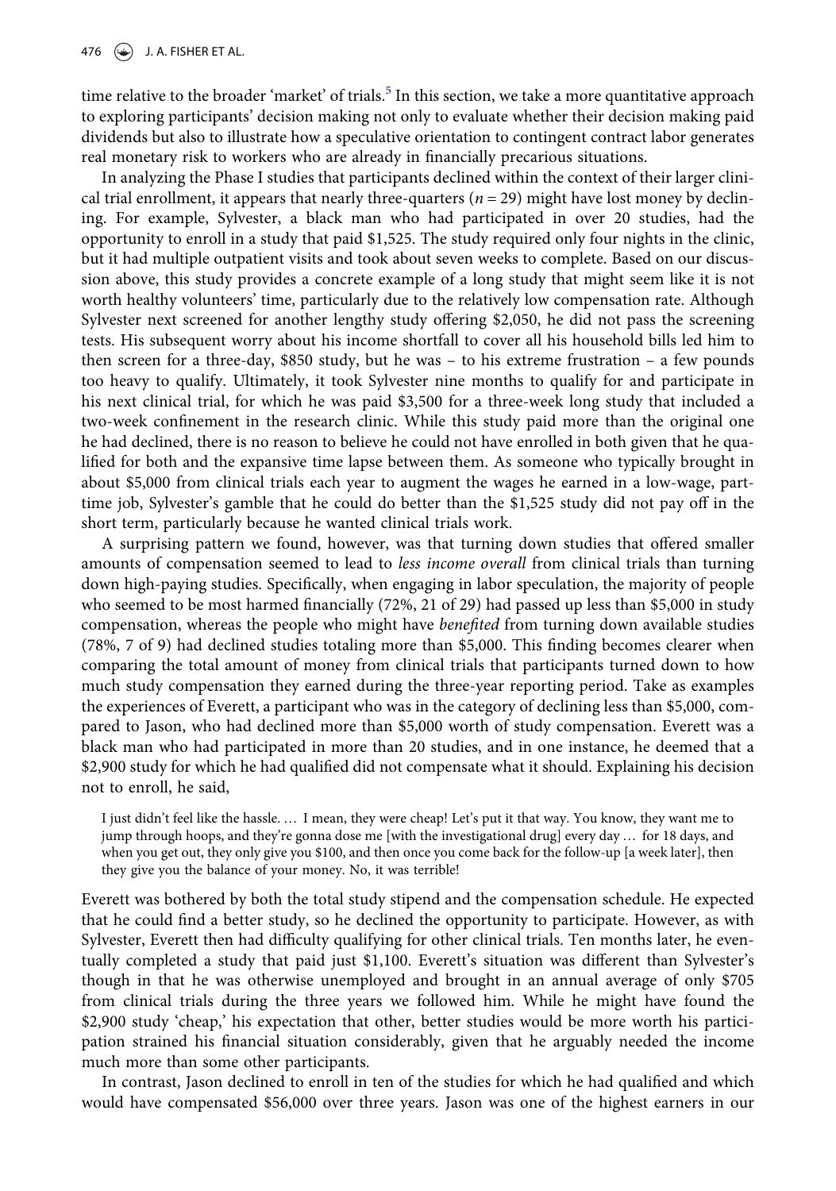time relative to the broader 'market' of trials.[5] In this section, we take a more quantitative approach to exploring participants' decision making not only to evaluate whether their decision making paid dividends but also to illustrate how a speculative orientation to contingent contract labor generates real monetary risk to workers who are already in financially precarious situations.

In analyzing the Phase I studies that participants declined within the context of their larger clinical trial enrollment, it appears that nearly three-quarters ($n = 29$) might have lost money by declining. For example, Sylvester, a black man who had participated in over 20 studies, had the opportunity to enroll in a study that paid \$1,525. The study required only four nights in the clinic, but it had multiple outpatient visits and took about seven weeks to complete. Based on our discussion above, this study provides a concrete example of a long study that might seem like it is not worth healthy volunteers' time, particularly due to the relatively low compensation rate. Although Sylvester next screened for another lengthy study offering \$2,050, he did not pass the screening tests. His subsequent worry about his income shortfall to cover all his household bills led him to then screen for a three-day, \$850 study, but he was – to his extreme frustration – a few pounds too heavy to qualify. Ultimately, it took Sylvester nine months to qualify for and participate in his next clinical trial, for which he was paid \$3,500 for a three-week long study that included a two-week confinement in the research clinic. While this study paid more than the original one he had declined, there is no reason to believe he could not have enrolled in both given that he qualified for both and the expansive time lapse between them. As someone who typically brought in about \$5,000 from clinical trials each year to augment the wages he earned in a low-wage, part-time job, Sylvester's gamble that he could do better than the \$1,525 study did not pay off in the short term, particularly because he wanted clinical trials work.

A surprising pattern we found, however, was that turning down studies that offered smaller amounts of compensation seemed to lead to *less income overall* from clinical trials than turning down high-paying studies. Specifically, when engaging in labor speculation, the majority of people who seemed to be most harmed financially (72%, 21 of 29) had passed up less than \$5,000 in study compensation, whereas the people who might have *benefited* from turning down available studies (78%, 7 of 9) had declined studies totaling more than \$5,000. This finding becomes clearer when comparing the total amount of money from clinical trials that participants turned down to how much study compensation they earned during the three-year reporting period. Take as examples the experiences of Everett, a participant who was in the category of declining less than \$5,000, compared to Jason, who had declined more than \$5,000 worth of study compensation. Everett was a black man who had participated in more than 20 studies, and in one instance, he deemed that a \$2,900 study for which he had qualified did not compensate what it should. Explaining his decision not to enroll, he said,

> I just didn't feel like the hassle. … I mean, they were cheap! Let's put it that way. You know, they want me to jump through hoops, and they're gonna dose me [with the investigational drug] every day … for 18 days, and when you get out, they only give you \$100, and then once you come back for the follow-up [a week later], then they give you the balance of your money. No, it was terrible!

Everett was bothered by both the total study stipend and the compensation schedule. He expected that he could find a better study, so he declined the opportunity to participate. However, as with Sylvester, Everett then had difficulty qualifying for other clinical trials. Ten months later, he eventually completed a study that paid just \$1,100. Everett's situation was different than Sylvester's though in that he was otherwise unemployed and brought in an annual average of only \$705 from clinical trials during the three years we followed him. While he might have found the \$2,900 study 'cheap,' his expectation that other, better studies would be more worth his participation strained his financial situation considerably, given that he arguably needed the income much more than some other participants.

In contrast, Jason declined to enroll in ten of the studies for which he had qualified and which would have compensated \$56,000 over three years. Jason was one of the highest earners in our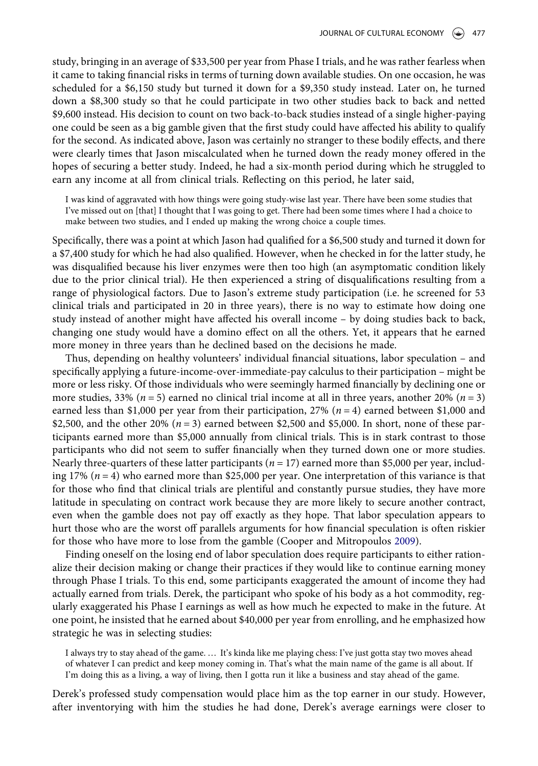study, bringing in an average of $33,500 per year from Phase I trials, and he was rather fearless when it came to taking financial risks in terms of turning down available studies. On one occasion, he was scheduled for a $6,150 study but turned it down for a $9,350 study instead. Later on, he turned down a $8,300 study so that he could participate in two other studies back to back and netted $9,600 instead. His decision to count on two back-to-back studies instead of a single higher-paying one could be seen as a big gamble given that the first study could have affected his ability to qualify for the second. As indicated above, Jason was certainly no stranger to these bodily effects, and there were clearly times that Jason miscalculated when he turned down the ready money offered in the hopes of securing a better study. Indeed, he had a six-month period during which he struggled to earn any income at all from clinical trials. Reflecting on this period, he later said,

> I was kind of aggravated with how things were going study-wise last year. There have been some studies that I've missed out on [that] I thought that I was going to get. There had been some times where I had a choice to make between two studies, and I ended up making the wrong choice a couple times.

Specifically, there was a point at which Jason had qualified for a $6,500 study and turned it down for a $7,400 study for which he had also qualified. However, when he checked in for the latter study, he was disqualified because his liver enzymes were then too high (an asymptomatic condition likely due to the prior clinical trial). He then experienced a string of disqualifications resulting from a range of physiological factors. Due to Jason's extreme study participation (i.e. he screened for 53 clinical trials and participated in 20 in three years), there is no way to estimate how doing one study instead of another might have affected his overall income – by doing studies back to back, changing one study would have a domino effect on all the others. Yet, it appears that he earned more money in three years than he declined based on the decisions he made.

Thus, depending on healthy volunteers' individual financial situations, labor speculation – and specifically applying a future-income-over-immediate-pay calculus to their participation – might be more or less risky. Of those individuals who were seemingly harmed financially by declining one or more studies, 33% ($n = 5$) earned no clinical trial income at all in three years, another 20% ($n = 3$) earned less than $1,000 per year from their participation, 27% ($n = 4$) earned between $1,000 and $2,500, and the other 20% ($n = 3$) earned between $2,500 and $5,000. In short, none of these participants earned more than $5,000 annually from clinical trials. This is in stark contrast to those participants who did not seem to suffer financially when they turned down one or more studies. Nearly three-quarters of these latter participants ($n = 17$) earned more than $5,000 per year, including 17% ($n = 4$) who earned more than $25,000 per year. One interpretation of this variance is that for those who find that clinical trials are plentiful and constantly pursue studies, they have more latitude in speculating on contract work because they are more likely to secure another contract, even when the gamble does not pay off exactly as they hope. That labor speculation appears to hurt those who are the worst off parallels arguments for how financial speculation is often riskier for those who have more to lose from the gamble (Cooper and Mitropoulos 2009).

Finding oneself on the losing end of labor speculation does require participants to either rationalize their decision making or change their practices if they would like to continue earning money through Phase I trials. To this end, some participants exaggerated the amount of income they had actually earned from trials. Derek, the participant who spoke of his body as a hot commodity, regularly exaggerated his Phase I earnings as well as how much he expected to make in the future. At one point, he insisted that he earned about $40,000 per year from enrolling, and he emphasized how strategic he was in selecting studies:

> I always try to stay ahead of the game. … It's kinda like me playing chess: I've just gotta stay two moves ahead of whatever I can predict and keep money coming in. That's what the main name of the game is all about. If I'm doing this as a living, a way of living, then I gotta run it like a business and stay ahead of the game.

Derek's professed study compensation would place him as the top earner in our study. However, after inventorying with him the studies he had done, Derek's average earnings were closer to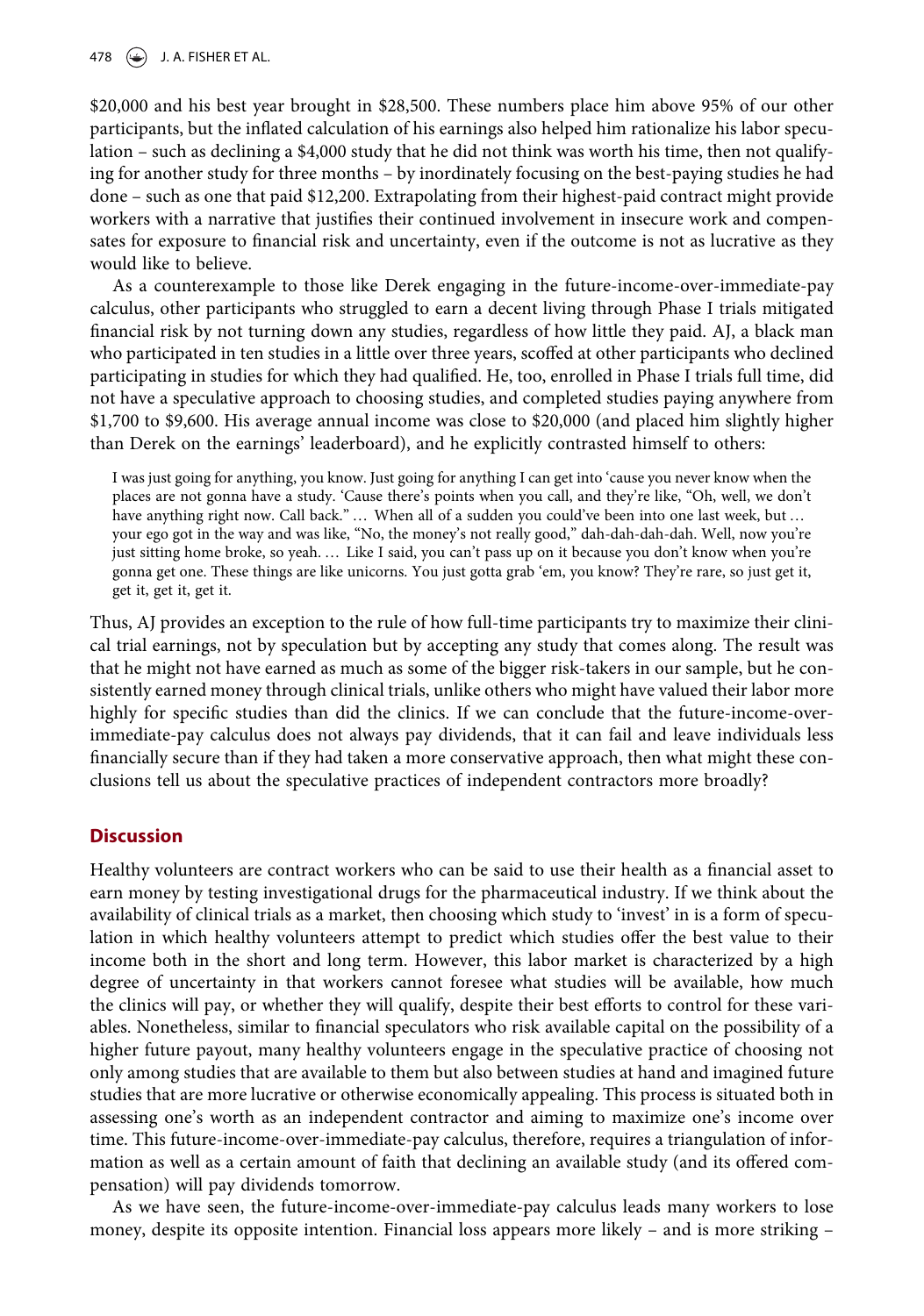$20,000 and his best year brought in $28,500. These numbers place him above 95% of our other participants, but the inflated calculation of his earnings also helped him rationalize his labor speculation – such as declining a $4,000 study that he did not think was worth his time, then not qualifying for another study for three months – by inordinately focusing on the best-paying studies he had done – such as one that paid $12,200. Extrapolating from their highest-paid contract might provide workers with a narrative that justifies their continued involvement in insecure work and compensates for exposure to financial risk and uncertainty, even if the outcome is not as lucrative as they would like to believe.

As a counterexample to those like Derek engaging in the future-income-over-immediate-pay calculus, other participants who struggled to earn a decent living through Phase I trials mitigated financial risk by not turning down any studies, regardless of how little they paid. AJ, a black man who participated in ten studies in a little over three years, scoffed at other participants who declined participating in studies for which they had qualified. He, too, enrolled in Phase I trials full time, did not have a speculative approach to choosing studies, and completed studies paying anywhere from $1,700 to $9,600. His average annual income was close to $20,000 (and placed him slightly higher than Derek on the earnings' leaderboard), and he explicitly contrasted himself to others:

> I was just going for anything, you know. Just going for anything I can get into 'cause you never know when the places are not gonna have a study. 'Cause there's points when you call, and they're like, "Oh, well, we don't have anything right now. Call back." … When all of a sudden you could've been into one last week, but … your ego got in the way and was like, "No, the money's not really good," dah-dah-dah-dah. Well, now you're just sitting home broke, so yeah. … Like I said, you can't pass up on it because you don't know when you're gonna get one. These things are like unicorns. You just gotta grab 'em, you know? They're rare, so just get it, get it, get it.

Thus, AJ provides an exception to the rule of how full-time participants try to maximize their clinical trial earnings, not by speculation but by accepting any study that comes along. The result was that he might not have earned as much as some of the bigger risk-takers in our sample, but he consistently earned money through clinical trials, unlike others who might have valued their labor more highly for specific studies than did the clinics. If we can conclude that the future-income-over-immediate-pay calculus does not always pay dividends, that it can fail and leave individuals less financially secure than if they had taken a more conservative approach, then what might these conclusions tell us about the speculative practices of independent contractors more broadly?

## Discussion

Healthy volunteers are contract workers who can be said to use their health as a financial asset to earn money by testing investigational drugs for the pharmaceutical industry. If we think about the availability of clinical trials as a market, then choosing which study to 'invest' in is a form of speculation in which healthy volunteers attempt to predict which studies offer the best value to their income both in the short and long term. However, this labor market is characterized by a high degree of uncertainty in that workers cannot foresee what studies will be available, how much the clinics will pay, or whether they will qualify, despite their best efforts to control for these variables. Nonetheless, similar to financial speculators who risk available capital on the possibility of a higher future payout, many healthy volunteers engage in the speculative practice of choosing not only among studies that are available to them but also between studies at hand and imagined future studies that are more lucrative or otherwise economically appealing. This process is situated both in assessing one's worth as an independent contractor and aiming to maximize one's income over time. This future-income-over-immediate-pay calculus, therefore, requires a triangulation of information as well as a certain amount of faith that declining an available study (and its offered compensation) will pay dividends tomorrow.

As we have seen, the future-income-over-immediate-pay calculus leads many workers to lose money, despite its opposite intention. Financial loss appears more likely – and is more striking –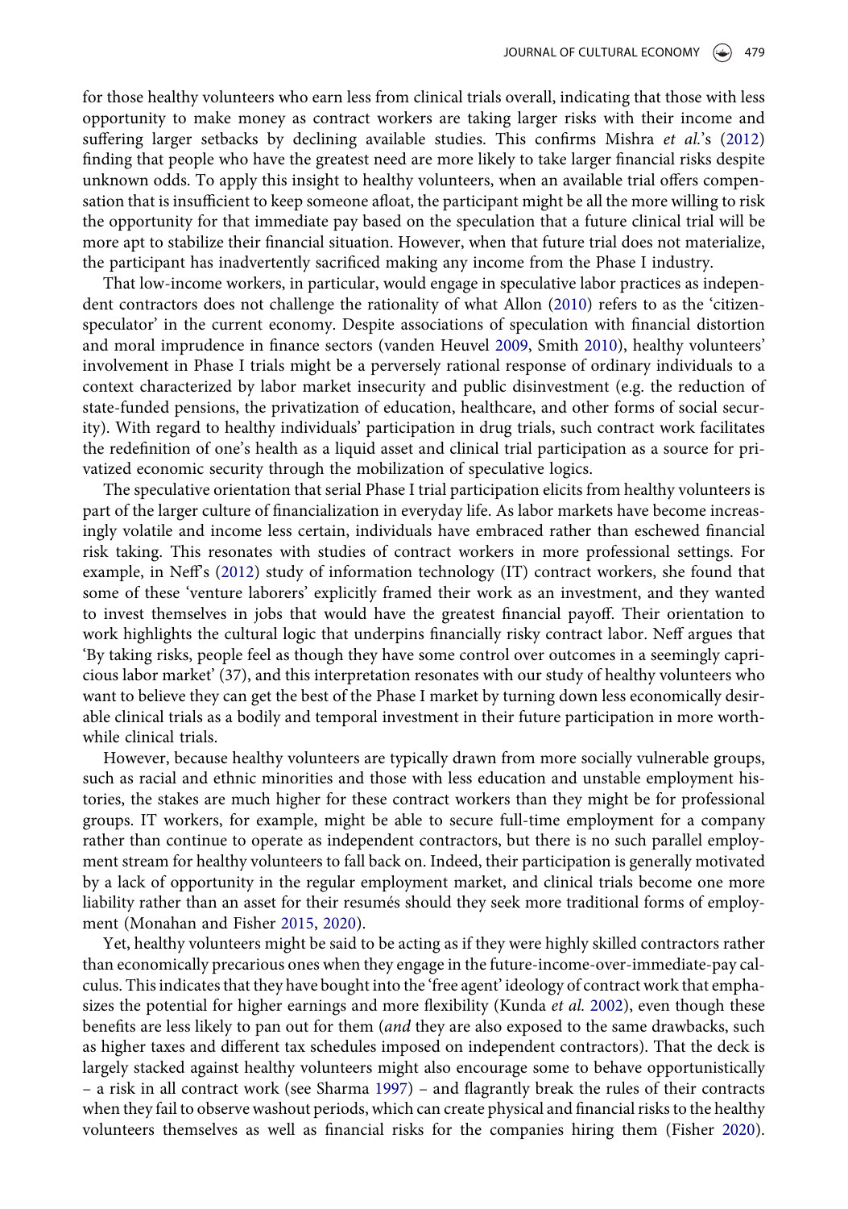for those healthy volunteers who earn less from clinical trials overall, indicating that those with less opportunity to make money as contract workers are taking larger risks with their income and suffering larger setbacks by declining available studies. This confirms Mishra *et al.*'s (2012) finding that people who have the greatest need are more likely to take larger financial risks despite unknown odds. To apply this insight to healthy volunteers, when an available trial offers compensation that is insufficient to keep someone afloat, the participant might be all the more willing to risk the opportunity for that immediate pay based on the speculation that a future clinical trial will be more apt to stabilize their financial situation. However, when that future trial does not materialize, the participant has inadvertently sacrificed making any income from the Phase I industry.

That low-income workers, in particular, would engage in speculative labor practices as independent contractors does not challenge the rationality of what Allon (2010) refers to as the 'citizen-speculator' in the current economy. Despite associations of speculation with financial distortion and moral imprudence in finance sectors (vanden Heuvel 2009, Smith 2010), healthy volunteers' involvement in Phase I trials might be a perversely rational response of ordinary individuals to a context characterized by labor market insecurity and public disinvestment (e.g. the reduction of state-funded pensions, the privatization of education, healthcare, and other forms of social security). With regard to healthy individuals' participation in drug trials, such contract work facilitates the redefinition of one's health as a liquid asset and clinical trial participation as a source for privatized economic security through the mobilization of speculative logics.

The speculative orientation that serial Phase I trial participation elicits from healthy volunteers is part of the larger culture of financialization in everyday life. As labor markets have become increasingly volatile and income less certain, individuals have embraced rather than eschewed financial risk taking. This resonates with studies of contract workers in more professional settings. For example, in Neff's (2012) study of information technology (IT) contract workers, she found that some of these 'venture laborers' explicitly framed their work as an investment, and they wanted to invest themselves in jobs that would have the greatest financial payoff. Their orientation to work highlights the cultural logic that underpins financially risky contract labor. Neff argues that 'By taking risks, people feel as though they have some control over outcomes in a seemingly capricious labor market' (37), and this interpretation resonates with our study of healthy volunteers who want to believe they can get the best of the Phase I market by turning down less economically desirable clinical trials as a bodily and temporal investment in their future participation in more worthwhile clinical trials.

However, because healthy volunteers are typically drawn from more socially vulnerable groups, such as racial and ethnic minorities and those with less education and unstable employment histories, the stakes are much higher for these contract workers than they might be for professional groups. IT workers, for example, might be able to secure full-time employment for a company rather than continue to operate as independent contractors, but there is no such parallel employment stream for healthy volunteers to fall back on. Indeed, their participation is generally motivated by a lack of opportunity in the regular employment market, and clinical trials become one more liability rather than an asset for their resumés should they seek more traditional forms of employment (Monahan and Fisher 2015, 2020).

Yet, healthy volunteers might be said to be acting as if they were highly skilled contractors rather than economically precarious ones when they engage in the future-income-over-immediate-pay calculus. This indicates that they have bought into the 'free agent' ideology of contract work that emphasizes the potential for higher earnings and more flexibility (Kunda *et al.* 2002), even though these benefits are less likely to pan out for them (*and* they are also exposed to the same drawbacks, such as higher taxes and different tax schedules imposed on independent contractors). That the deck is largely stacked against healthy volunteers might also encourage some to behave opportunistically – a risk in all contract work (see Sharma 1997) – and flagrantly break the rules of their contracts when they fail to observe washout periods, which can create physical and financial risks to the healthy volunteers themselves as well as financial risks for the companies hiring them (Fisher 2020).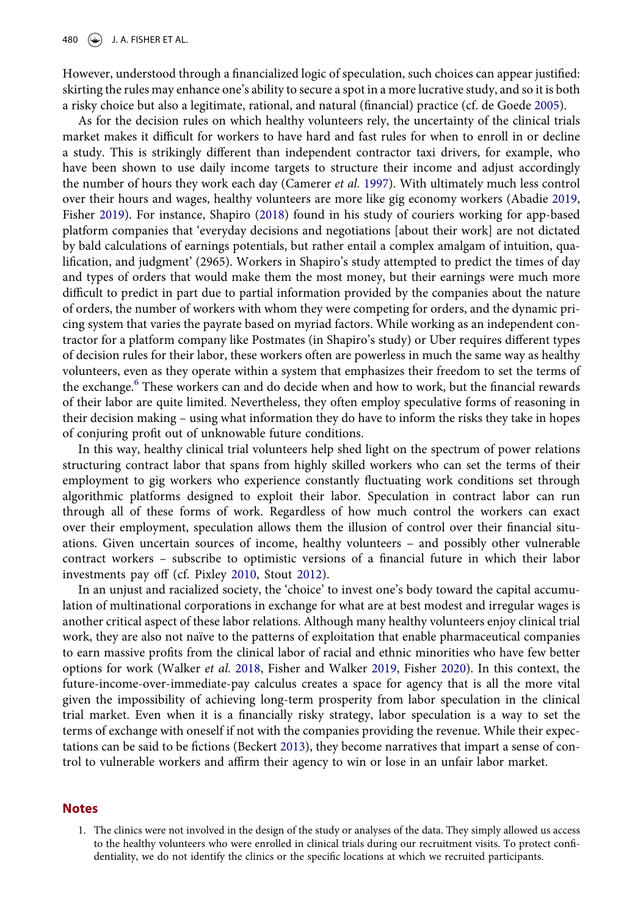However, understood through a financialized logic of speculation, such choices can appear justified: skirting the rules may enhance one's ability to secure a spot in a more lucrative study, and so it is both a risky choice but also a legitimate, rational, and natural (financial) practice (cf. de Goede 2005).

As for the decision rules on which healthy volunteers rely, the uncertainty of the clinical trials market makes it difficult for workers to have hard and fast rules for when to enroll in or decline a study. This is strikingly different than independent contractor taxi drivers, for example, who have been shown to use daily income targets to structure their income and adjust accordingly the number of hours they work each day (Camerer *et al.* 1997). With ultimately much less control over their hours and wages, healthy volunteers are more like gig economy workers (Abadie 2019, Fisher 2019). For instance, Shapiro (2018) found in his study of couriers working for app-based platform companies that 'everyday decisions and negotiations [about their work] are not dictated by bald calculations of earnings potentials, but rather entail a complex amalgam of intuition, qualification, and judgment' (2965). Workers in Shapiro's study attempted to predict the times of day and types of orders that would make them the most money, but their earnings were much more difficult to predict in part due to partial information provided by the companies about the nature of orders, the number of workers with whom they were competing for orders, and the dynamic pricing system that varies the payrate based on myriad factors. While working as an independent contractor for a platform company like Postmates (in Shapiro's study) or Uber requires different types of decision rules for their labor, these workers often are powerless in much the same way as healthy volunteers, even as they operate within a system that emphasizes their freedom to set the terms of the exchange.[6] These workers can and do decide when and how to work, but the financial rewards of their labor are quite limited. Nevertheless, they often employ speculative forms of reasoning in their decision making – using what information they do have to inform the risks they take in hopes of conjuring profit out of unknowable future conditions.

In this way, healthy clinical trial volunteers help shed light on the spectrum of power relations structuring contract labor that spans from highly skilled workers who can set the terms of their employment to gig workers who experience constantly fluctuating work conditions set through algorithmic platforms designed to exploit their labor. Speculation in contract labor can run through all of these forms of work. Regardless of how much control the workers can exact over their employment, speculation allows them the illusion of control over their financial situations. Given uncertain sources of income, healthy volunteers – and possibly other vulnerable contract workers – subscribe to optimistic versions of a financial future in which their labor investments pay off (cf. Pixley 2010, Stout 2012).

In an unjust and racialized society, the 'choice' to invest one's body toward the capital accumulation of multinational corporations in exchange for what are at best modest and irregular wages is another critical aspect of these labor relations. Although many healthy volunteers enjoy clinical trial work, they are also not naïve to the patterns of exploitation that enable pharmaceutical companies to earn massive profits from the clinical labor of racial and ethnic minorities who have few better options for work (Walker *et al.* 2018, Fisher and Walker 2019, Fisher 2020). In this context, the future-income-over-immediate-pay calculus creates a space for agency that is all the more vital given the impossibility of achieving long-term prosperity from labor speculation in the clinical trial market. Even when it is a financially risky strategy, labor speculation is a way to set the terms of exchange with oneself if not with the companies providing the revenue. While their expectations can be said to be fictions (Beckert 2013), they become narratives that impart a sense of control to vulnerable workers and affirm their agency to win or lose in an unfair labor market.

## Notes

1. The clinics were not involved in the design of the study or analyses of the data. They simply allowed us access to the healthy volunteers who were enrolled in clinical trials during our recruitment visits. To protect confidentiality, we do not identify the clinics or the specific locations at which we recruited participants.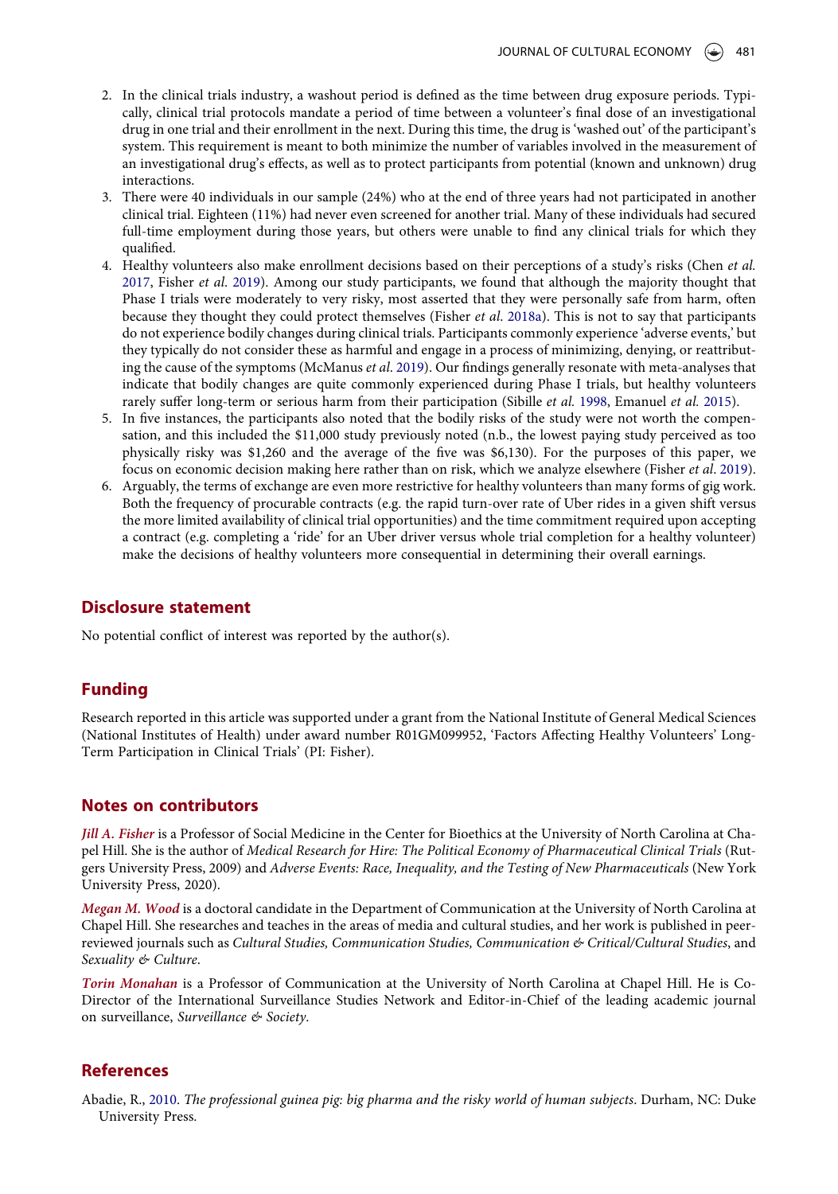2. In the clinical trials industry, a washout period is defined as the time between drug exposure periods. Typically, clinical trial protocols mandate a period of time between a volunteer's final dose of an investigational drug in one trial and their enrollment in the next. During this time, the drug is 'washed out' of the participant's system. This requirement is meant to both minimize the number of variables involved in the measurement of an investigational drug's effects, as well as to protect participants from potential (known and unknown) drug interactions.
3. There were 40 individuals in our sample (24%) who at the end of three years had not participated in another clinical trial. Eighteen (11%) had never even screened for another trial. Many of these individuals had secured full-time employment during those years, but others were unable to find any clinical trials for which they qualified.
4. Healthy volunteers also make enrollment decisions based on their perceptions of a study's risks (Chen *et al.* 2017, Fisher *et al.* 2019). Among our study participants, we found that although the majority thought that Phase I trials were moderately to very risky, most asserted that they were personally safe from harm, often because they thought they could protect themselves (Fisher *et al.* 2018a). This is not to say that participants do not experience bodily changes during clinical trials. Participants commonly experience 'adverse events,' but they typically do not consider these as harmful and engage in a process of minimizing, denying, or reattributing the cause of the symptoms (McManus *et al.* 2019). Our findings generally resonate with meta-analyses that indicate that bodily changes are quite commonly experienced during Phase I trials, but healthy volunteers rarely suffer long-term or serious harm from their participation (Sibille *et al.* 1998, Emanuel *et al.* 2015).
5. In five instances, the participants also noted that the bodily risks of the study were not worth the compensation, and this included the $11,000 study previously noted (n.b., the lowest paying study perceived as too physically risky was $1,260 and the average of the five was $6,130). For the purposes of this paper, we focus on economic decision making here rather than on risk, which we analyze elsewhere (Fisher *et al.* 2019).
6. Arguably, the terms of exchange are even more restrictive for healthy volunteers than many forms of gig work. Both the frequency of procurable contracts (e.g. the rapid turn-over rate of Uber rides in a given shift versus the more limited availability of clinical trial opportunities) and the time commitment required upon accepting a contract (e.g. completing a 'ride' for an Uber driver versus whole trial completion for a healthy volunteer) make the decisions of healthy volunteers more consequential in determining their overall earnings.

## Disclosure statement

No potential conflict of interest was reported by the author(s).

## Funding

Research reported in this article was supported under a grant from the National Institute of General Medical Sciences (National Institutes of Health) under award number R01GM099952, 'Factors Affecting Healthy Volunteers' Long-Term Participation in Clinical Trials' (PI: Fisher).

## Notes on contributors

***Jill A. Fisher*** is a Professor of Social Medicine in the Center for Bioethics at the University of North Carolina at Chapel Hill. She is the author of *Medical Research for Hire: The Political Economy of Pharmaceutical Clinical Trials* (Rutgers University Press, 2009) and *Adverse Events: Race, Inequality, and the Testing of New Pharmaceuticals* (New York University Press, 2020).

***Megan M. Wood*** is a doctoral candidate in the Department of Communication at the University of North Carolina at Chapel Hill. She researches and teaches in the areas of media and cultural studies, and her work is published in peer-reviewed journals such as *Cultural Studies, Communication Studies, Communication & Critical/Cultural Studies*, and *Sexuality & Culture*.

***Torin Monahan*** is a Professor of Communication at the University of North Carolina at Chapel Hill. He is Co-Director of the International Surveillance Studies Network and Editor-in-Chief of the leading academic journal on surveillance, *Surveillance & Society*.

## References

Abadie, R., 2010. *The professional guinea pig: big pharma and the risky world of human subjects*. Durham, NC: Duke University Press.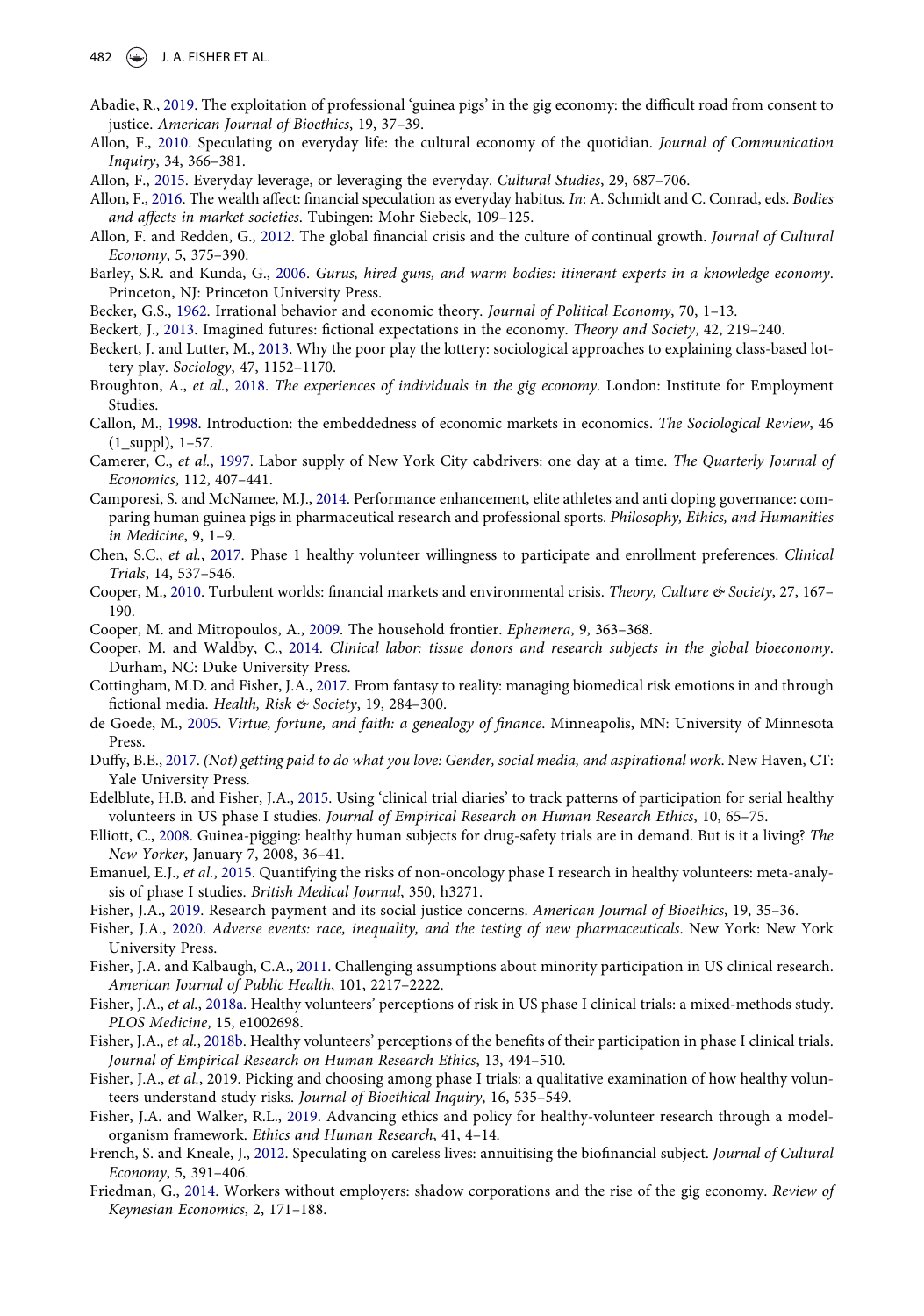Abadie, R., 2019. The exploitation of professional 'guinea pigs' in the gig economy: the difficult road from consent to justice. *American Journal of Bioethics*, 19, 37–39.

Allon, F., 2010. Speculating on everyday life: the cultural economy of the quotidian. *Journal of Communication Inquiry*, 34, 366–381.

Allon, F., 2015. Everyday leverage, or leveraging the everyday. *Cultural Studies*, 29, 687–706.

Allon, F., 2016. The wealth affect: financial speculation as everyday habitus. *In*: A. Schmidt and C. Conrad, eds. *Bodies and affects in market societies*. Tubingen: Mohr Siebeck, 109–125.

Allon, F. and Redden, G., 2012. The global financial crisis and the culture of continual growth. *Journal of Cultural Economy*, 5, 375–390.

Barley, S.R. and Kunda, G., 2006. *Gurus, hired guns, and warm bodies: itinerant experts in a knowledge economy*. Princeton, NJ: Princeton University Press.

Becker, G.S., 1962. Irrational behavior and economic theory. *Journal of Political Economy*, 70, 1–13.

Beckert, J., 2013. Imagined futures: fictional expectations in the economy. *Theory and Society*, 42, 219–240.

Beckert, J. and Lutter, M., 2013. Why the poor play the lottery: sociological approaches to explaining class-based lottery play. *Sociology*, 47, 1152–1170.

Broughton, A., *et al.*, 2018. *The experiences of individuals in the gig economy*. London: Institute for Employment Studies.

Callon, M., 1998. Introduction: the embeddedness of economic markets in economics. *The Sociological Review*, 46 (1_suppl), 1–57.

Camerer, C., *et al.*, 1997. Labor supply of New York City cabdrivers: one day at a time. *The Quarterly Journal of Economics*, 112, 407–441.

Camporesi, S. and McNamee, M.J., 2014. Performance enhancement, elite athletes and anti doping governance: comparing human guinea pigs in pharmaceutical research and professional sports. *Philosophy, Ethics, and Humanities in Medicine*, 9, 1–9.

Chen, S.C., *et al.*, 2017. Phase 1 healthy volunteer willingness to participate and enrollment preferences. *Clinical Trials*, 14, 537–546.

Cooper, M., 2010. Turbulent worlds: financial markets and environmental crisis. *Theory, Culture & Society*, 27, 167–190.

Cooper, M. and Mitropoulos, A., 2009. The household frontier. *Ephemera*, 9, 363–368.

Cooper, M. and Waldby, C., 2014. *Clinical labor: tissue donors and research subjects in the global bioeconomy*. Durham, NC: Duke University Press.

Cottingham, M.D. and Fisher, J.A., 2017. From fantasy to reality: managing biomedical risk emotions in and through fictional media. *Health, Risk & Society*, 19, 284–300.

de Goede, M., 2005. *Virtue, fortune, and faith: a genealogy of finance*. Minneapolis, MN: University of Minnesota Press.

Duffy, B.E., 2017. *(Not) getting paid to do what you love: Gender, social media, and aspirational work*. New Haven, CT: Yale University Press.

Edelblute, H.B. and Fisher, J.A., 2015. Using 'clinical trial diaries' to track patterns of participation for serial healthy volunteers in US phase I studies. *Journal of Empirical Research on Human Research Ethics*, 10, 65–75.

Elliott, C., 2008. Guinea-pigging: healthy human subjects for drug-safety trials are in demand. But is it a living? *The New Yorker*, January 7, 2008, 36–41.

Emanuel, E.J., *et al.*, 2015. Quantifying the risks of non-oncology phase I research in healthy volunteers: meta-analysis of phase I studies. *British Medical Journal*, 350, h3271.

Fisher, J.A., 2019. Research payment and its social justice concerns. *American Journal of Bioethics*, 19, 35–36.

Fisher, J.A., 2020. *Adverse events: race, inequality, and the testing of new pharmaceuticals*. New York: New York University Press.

Fisher, J.A. and Kalbaugh, C.A., 2011. Challenging assumptions about minority participation in US clinical research. *American Journal of Public Health*, 101, 2217–2222.

Fisher, J.A., *et al.*, 2018a. Healthy volunteers' perceptions of risk in US phase I clinical trials: a mixed-methods study. *PLOS Medicine*, 15, e1002698.

Fisher, J.A., *et al.*, 2018b. Healthy volunteers' perceptions of the benefits of their participation in phase I clinical trials. *Journal of Empirical Research on Human Research Ethics*, 13, 494–510.

Fisher, J.A., *et al.*, 2019. Picking and choosing among phase I trials: a qualitative examination of how healthy volunteers understand study risks. *Journal of Bioethical Inquiry*, 16, 535–549.

Fisher, J.A. and Walker, R.L., 2019. Advancing ethics and policy for healthy-volunteer research through a model-organism framework. *Ethics and Human Research*, 41, 4–14.

French, S. and Kneale, J., 2012. Speculating on careless lives: annuitising the biofinancial subject. *Journal of Cultural Economy*, 5, 391–406.

Friedman, G., 2014. Workers without employers: shadow corporations and the rise of the gig economy. *Review of Keynesian Economics*, 2, 171–188.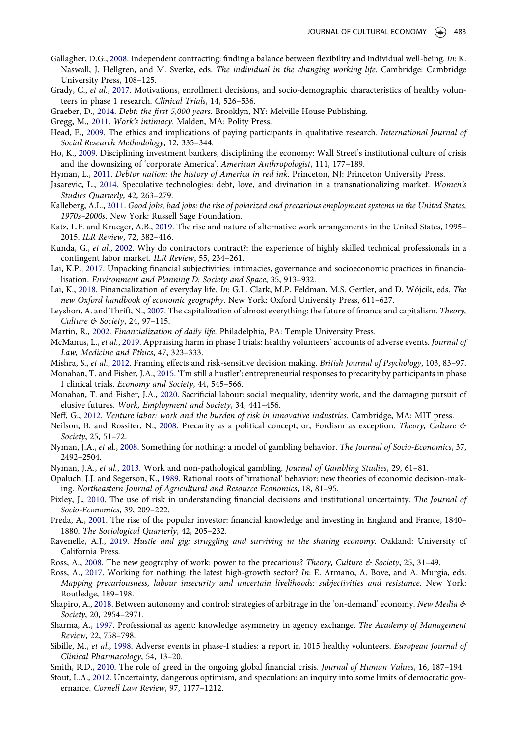Gallagher, D.G., 2008. Independent contracting: finding a balance between flexibility and individual well-being. *In*: K. Naswall, J. Hellgren, and M. Sverke, eds. *The individual in the changing working life*. Cambridge: Cambridge University Press, 108–125.

Grady, C., *et al.*, 2017. Motivations, enrollment decisions, and socio-demographic characteristics of healthy volunteers in phase 1 research. *Clinical Trials*, 14, 526–536.

Graeber, D., 2014. *Debt: the first 5,000 years*. Brooklyn, NY: Melville House Publishing.

Gregg, M., 2011. *Work's intimacy*. Malden, MA: Polity Press.

Head, E., 2009. The ethics and implications of paying participants in qualitative research. *International Journal of Social Research Methodology*, 12, 335–344.

Ho, K., 2009. Disciplining investment bankers, disciplining the economy: Wall Street's institutional culture of crisis and the downsizing of 'corporate America'. *American Anthropologist*, 111, 177–189.

Hyman, L., 2011. *Debtor nation: the history of America in red ink*. Princeton, NJ: Princeton University Press.

Jasarevic, L., 2014. Speculative technologies: debt, love, and divination in a transnationalizing market. *Women's Studies Quarterly*, 42, 263–279.

Kalleberg, A.L., 2011. *Good jobs, bad jobs: the rise of polarized and precarious employment systems in the United States, 1970s–2000s*. New York: Russell Sage Foundation.

Katz, L.F. and Krueger, A.B., 2019. The rise and nature of alternative work arrangements in the United States, 1995–2015. *ILR Review*, 72, 382–416.

Kunda, G., *et al.*, 2002. Why do contractors contract?: the experience of highly skilled technical professionals in a contingent labor market. *ILR Review*, 55, 234–261.

Lai, K.P., 2017. Unpacking financial subjectivities: intimacies, governance and socioeconomic practices in financialisation. *Environment and Planning D: Society and Space*, 35, 913–932.

Lai, K., 2018. Financialization of everyday life. *In*: G.L. Clark, M.P. Feldman, M.S. Gertler, and D. Wójcik, eds. *The new Oxford handbook of economic geography*. New York: Oxford University Press, 611–627.

Leyshon, A. and Thrift, N., 2007. The capitalization of almost everything: the future of finance and capitalism. *Theory, Culture & Society*, 24, 97–115.

Martin, R., 2002. *Financialization of daily life*. Philadelphia, PA: Temple University Press.

McManus, L., *et al.*, 2019. Appraising harm in phase I trials: healthy volunteers' accounts of adverse events. *Journal of Law, Medicine and Ethics*, 47, 323–333.

Mishra, S., *et al.*, 2012. Framing effects and risk-sensitive decision making. *British Journal of Psychology*, 103, 83–97.

Monahan, T. and Fisher, J.A., 2015. 'I'm still a hustler': entrepreneurial responses to precarity by participants in phase I clinical trials. *Economy and Society*, 44, 545–566.

Monahan, T. and Fisher, J.A., 2020. Sacrificial labour: social inequality, identity work, and the damaging pursuit of elusive futures. *Work, Employment and Society*, 34, 441–456.

Neff, G., 2012. *Venture labor: work and the burden of risk in innovative industries*. Cambridge, MA: MIT press.

Neilson, B. and Rossiter, N., 2008. Precarity as a political concept, or, Fordism as exception. *Theory, Culture & Society*, 25, 51–72.

Nyman, J.A., *et al.*, 2008. Something for nothing: a model of gambling behavior. *The Journal of Socio-Economics*, 37, 2492–2504.

Nyman, J.A., *et al.*, 2013. Work and non-pathological gambling. *Journal of Gambling Studies*, 29, 61–81.

Opaluch, J.J. and Segerson, K., 1989. Rational roots of 'irrational' behavior: new theories of economic decision-making. *Northeastern Journal of Agricultural and Resource Economics*, 18, 81–95.

Pixley, J., 2010. The use of risk in understanding financial decisions and institutional uncertainty. *The Journal of Socio-Economics*, 39, 209–222.

Preda, A., 2001. The rise of the popular investor: financial knowledge and investing in England and France, 1840–1880. *The Sociological Quarterly*, 42, 205–232.

Ravenelle, A.J., 2019. *Hustle and gig: struggling and surviving in the sharing economy*. Oakland: University of California Press.

Ross, A., 2008. The new geography of work: power to the precarious? *Theory, Culture & Society*, 25, 31–49.

Ross, A., 2017. Working for nothing: the latest high-growth sector? *In*: E. Armano, A. Bove, and A. Murgia, eds. *Mapping precariousness, labour insecurity and uncertain livelihoods: subjectivities and resistance*. New York: Routledge, 189–198.

Shapiro, A., 2018. Between autonomy and control: strategies of arbitrage in the 'on-demand' economy. *New Media & Society*, 20, 2954–2971.

Sharma, A., 1997. Professional as agent: knowledge asymmetry in agency exchange. *The Academy of Management Review*, 22, 758–798.

Sibille, M., *et al.*, 1998. Adverse events in phase-I studies: a report in 1015 healthy volunteers. *European Journal of Clinical Pharmacology*, 54, 13–20.

Smith, R.D., 2010. The role of greed in the ongoing global financial crisis. *Journal of Human Values*, 16, 187–194.

Stout, L.A., 2012. Uncertainty, dangerous optimism, and speculation: an inquiry into some limits of democratic governance. *Cornell Law Review*, 97, 1177–1212.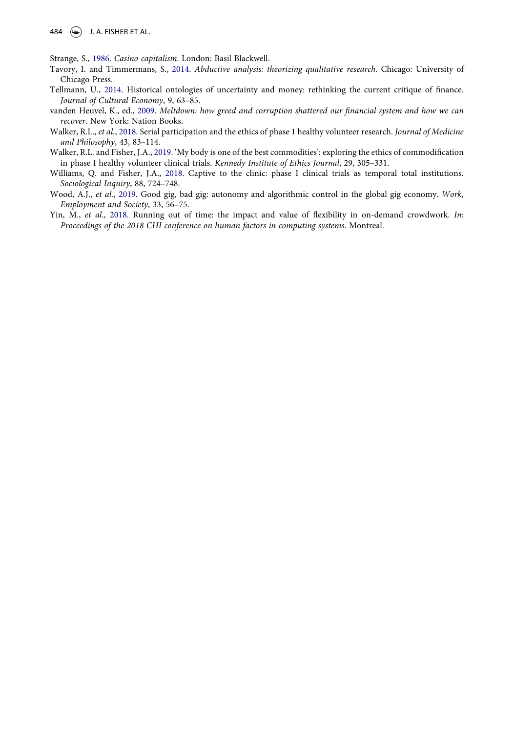Strange, S., 1986. *Casino capitalism*. London: Basil Blackwell.

Tavory, I. and Timmermans, S., 2014. *Abductive analysis: theorizing qualitative research*. Chicago: University of Chicago Press.

Tellmann, U., 2014. Historical ontologies of uncertainty and money: rethinking the current critique of finance. *Journal of Cultural Economy*, 9, 63–85.

vanden Heuvel, K., ed., 2009. *Meltdown: how greed and corruption shattered our financial system and how we can recover*. New York: Nation Books.

Walker, R.L., *et al.*, 2018. Serial participation and the ethics of phase 1 healthy volunteer research. *Journal of Medicine and Philosophy*, 43, 83–114.

Walker, R.L. and Fisher, J.A., 2019. 'My body is one of the best commodities': exploring the ethics of commodification in phase I healthy volunteer clinical trials. *Kennedy Institute of Ethics Journal*, 29, 305–331.

Williams, Q. and Fisher, J.A., 2018. Captive to the clinic: phase I clinical trials as temporal total institutions. *Sociological Inquiry*, 88, 724–748.

Wood, A.J., *et al.*, 2019. Good gig, bad gig: autonomy and algorithmic control in the global gig economy. *Work, Employment and Society*, 33, 56–75.

Yin, M., *et al*., 2018. Running out of time: the impact and value of flexibility in on-demand crowdwork. *In*: *Proceedings of the 2018 CHI conference on human factors in computing systems*. Montreal.